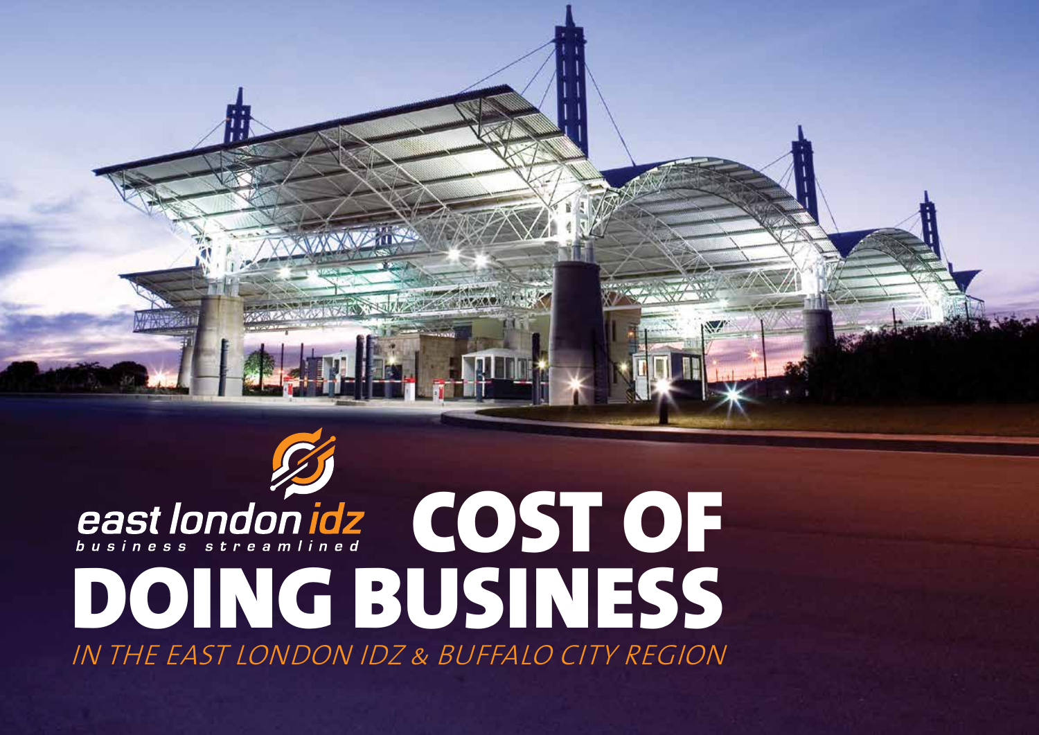east london idz
business streamlined

# COST OF DOING BUSINESS

*IN THE EAST LONDON IDZ & BUFFALO CITY REGION*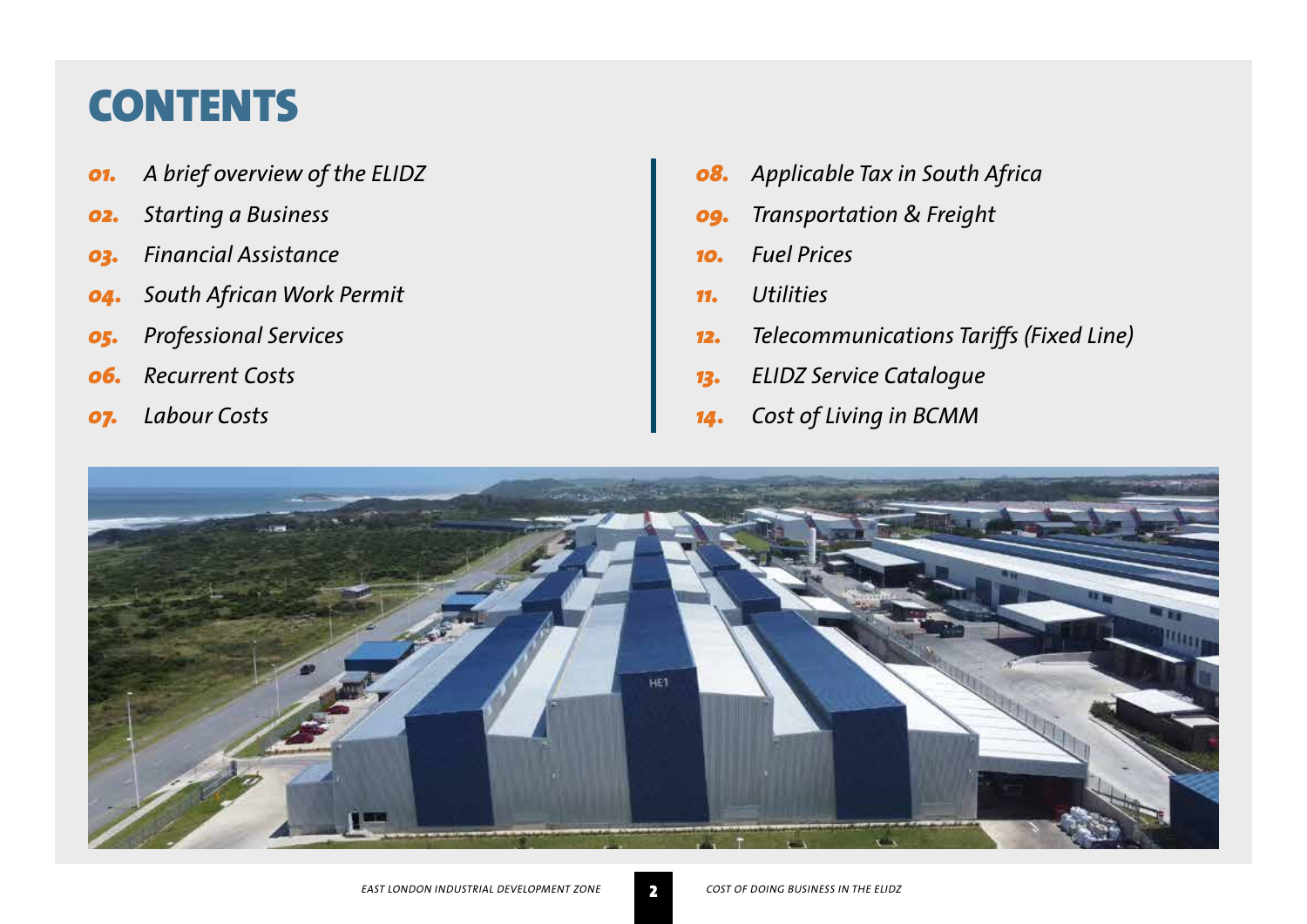# CONTENTS

*01.* *A brief overview of the ELIDZ*

*02.* *Starting a Business*

*03.* *Financial Assistance*

*04.* *South African Work Permit*

*05.* *Professional Services*

*06.* *Recurrent Costs*

*07.* *Labour Costs*

*08.* *Applicable Tax in South Africa*

*09.* *Transportation & Freight*

*10.* *Fuel Prices*

*11.* *Utilities*

*12.* *Telecommunications Tariffs (Fixed Line)*

*13.* *ELIDZ Service Catalogue*

*14.* *Cost of Living in BCMM*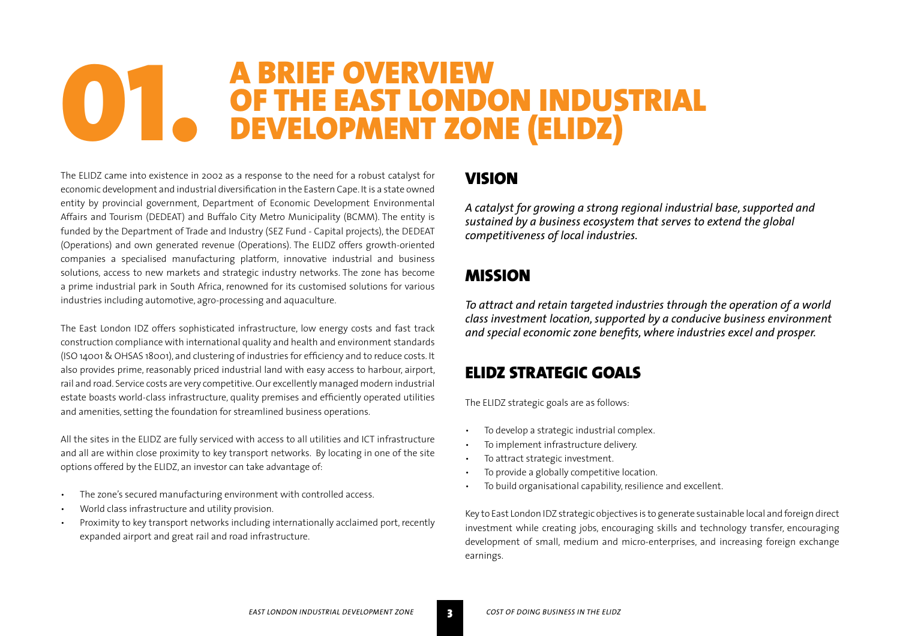# 01. A BRIEF OVERVIEW OF THE EAST LONDON INDUSTRIAL DEVELOPMENT ZONE (ELIDZ)

The ELIDZ came into existence in 2002 as a response to the need for a robust catalyst for economic development and industrial diversification in the Eastern Cape. It is a state owned entity by provincial government, Department of Economic Development Environmental Affairs and Tourism (DEDEAT) and Buffalo City Metro Municipality (BCMM). The entity is funded by the Department of Trade and Industry (SEZ Fund - Capital projects), the DEDEAT (Operations) and own generated revenue (Operations). The ELIDZ offers growth-oriented companies a specialised manufacturing platform, innovative industrial and business solutions, access to new markets and strategic industry networks. The zone has become a prime industrial park in South Africa, renowned for its customised solutions for various industries including automotive, agro-processing and aquaculture.

The East London IDZ offers sophisticated infrastructure, low energy costs and fast track construction compliance with international quality and health and environment standards (ISO 14001 & OHSAS 18001), and clustering of industries for efficiency and to reduce costs. It also provides prime, reasonably priced industrial land with easy access to harbour, airport, rail and road. Service costs are very competitive. Our excellently managed modern industrial estate boasts world-class infrastructure, quality premises and efficiently operated utilities and amenities, setting the foundation for streamlined business operations.

All the sites in the ELIDZ are fully serviced with access to all utilities and ICT infrastructure and all are within close proximity to key transport networks. By locating in one of the site options offered by the ELIDZ, an investor can take advantage of:

- The zone's secured manufacturing environment with controlled access.
- World class infrastructure and utility provision.
- Proximity to key transport networks including internationally acclaimed port, recently expanded airport and great rail and road infrastructure.

## VISION

*A catalyst for growing a strong regional industrial base, supported and sustained by a business ecosystem that serves to extend the global competitiveness of local industries.*

## MISSION

*To attract and retain targeted industries through the operation of a world class investment location, supported by a conducive business environment and special economic zone benefits, where industries excel and prosper.*

## ELIDZ STRATEGIC GOALS

The ELIDZ strategic goals are as follows:

- To develop a strategic industrial complex.
- To implement infrastructure delivery.
- To attract strategic investment.
- To provide a globally competitive location.
- To build organisational capability, resilience and excellent.

Key to East London IDZ strategic objectives is to generate sustainable local and foreign direct investment while creating jobs, encouraging skills and technology transfer, encouraging development of small, medium and micro-enterprises, and increasing foreign exchange earnings.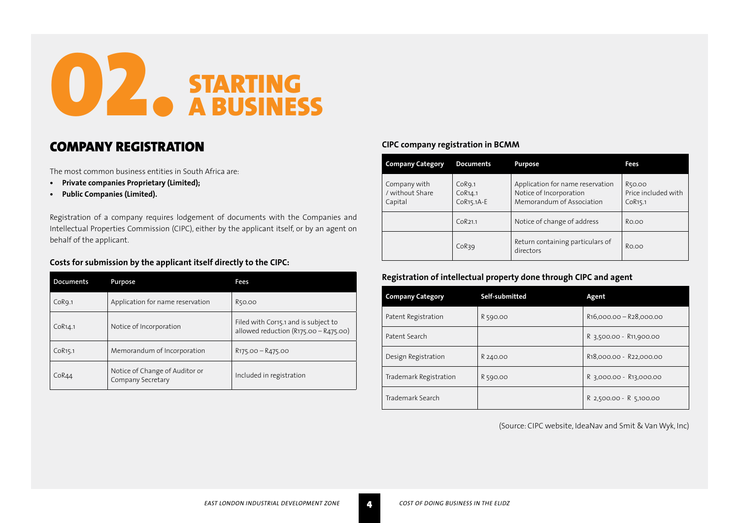# 02. STARTING A BUSINESS

## COMPANY REGISTRATION

The most common business entities in South Africa are:

- **Private companies Proprietary (Limited);**
- **Public Companies (Limited).**

Registration of a company requires lodgement of documents with the Companies and Intellectual Properties Commission (CIPC), either by the applicant itself, or by an agent on behalf of the applicant.

### Costs for submission by the applicant itself directly to the CIPC:

| Documents | Purpose | Fees |
|---|---|---|
| CoR9.1 | Application for name reservation | R50.00 |
| CoR14.1 | Notice of Incorporation | Filed with Cor15.1 and is subject to allowed reduction (R175.00 – R475.00) |
| CoR15.1 | Memorandum of Incorporation | R175.00 – R475.00 |
| CoR44 | Notice of Change of Auditor or Company Secretary | Included in registration |

### CIPC company registration in BCMM

| Company Category | Documents | Purpose | Fees |
|---|---|---|---|
| Company with / without Share Capital | CoR9.1<br>CoR14.1<br>CoR15.1A-E | Application for name reservation<br>Notice of Incorporation<br>Memorandum of Association | R50.00<br>Price included with CoR15.1 |
| | CoR21.1 | Notice of change of address | R0.00 |
| | CoR39 | Return containing particulars of directors | R0.00 |

### Registration of intellectual property done through CIPC and agent

| Company Category | Self-submitted | Agent |
|---|---|---|
| Patent Registration | R 590.00 | R16,000.00 – R28,000.00 |
| Patent Search | | R 3,500.00 - R11,900.00 |
| Design Registration | R 240.00 | R18,000.00 - R22,000.00 |
| Trademark Registration | R 590.00 | R 3,000.00 - R13,000.00 |
| Trademark Search | | R 2,500.00 - R 5,100.00 |

(Source: CIPC website, IdeaNav and Smit & Van Wyk, Inc)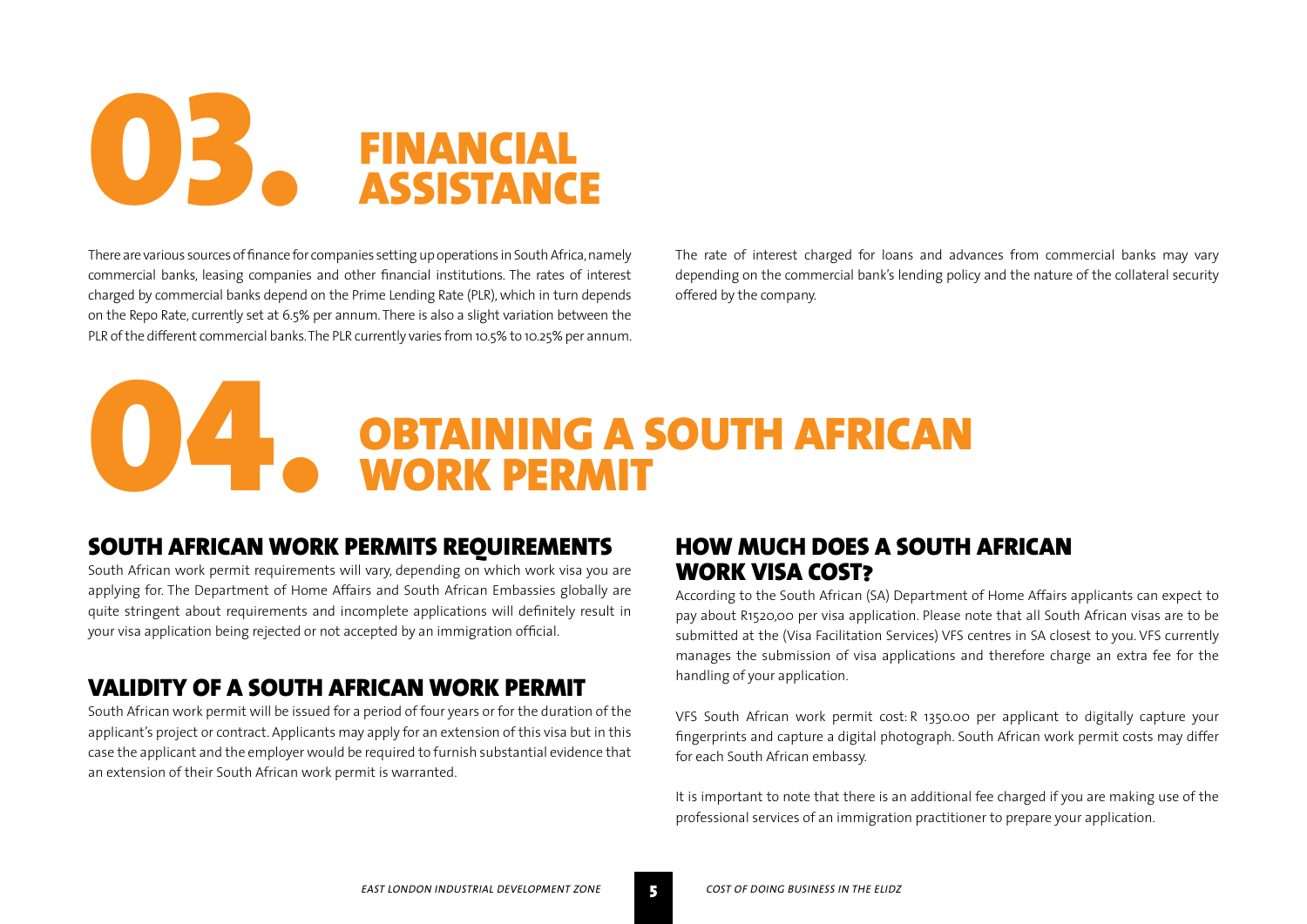# 03. FINANCIAL ASSISTANCE

There are various sources of finance for companies setting up operations in South Africa, namely commercial banks, leasing companies and other financial institutions. The rates of interest charged by commercial banks depend on the Prime Lending Rate (PLR), which in turn depends on the Repo Rate, currently set at 6.5% per annum. There is also a slight variation between the PLR of the different commercial banks. The PLR currently varies from 10.5% to 10.25% per annum.

The rate of interest charged for loans and advances from commercial banks may vary depending on the commercial bank's lending policy and the nature of the collateral security offered by the company.

# 04. OBTAINING A SOUTH AFRICAN WORK PERMIT

## SOUTH AFRICAN WORK PERMITS REQUIREMENTS

South African work permit requirements will vary, depending on which work visa you are applying for. The Department of Home Affairs and South African Embassies globally are quite stringent about requirements and incomplete applications will definitely result in your visa application being rejected or not accepted by an immigration official.

## VALIDITY OF A SOUTH AFRICAN WORK PERMIT

South African work permit will be issued for a period of four years or for the duration of the applicant's project or contract. Applicants may apply for an extension of this visa but in this case the applicant and the employer would be required to furnish substantial evidence that an extension of their South African work permit is warranted.

## HOW MUCH DOES A SOUTH AFRICAN WORK VISA COST?

According to the South African (SA) Department of Home Affairs applicants can expect to pay about R1520,00 per visa application. Please note that all South African visas are to be submitted at the (Visa Facilitation Services) VFS centres in SA closest to you. VFS currently manages the submission of visa applications and therefore charge an extra fee for the handling of your application.

VFS South African work permit cost: R 1350.00 per applicant to digitally capture your fingerprints and capture a digital photograph. South African work permit costs may differ for each South African embassy.

It is important to note that there is an additional fee charged if you are making use of the professional services of an immigration practitioner to prepare your application.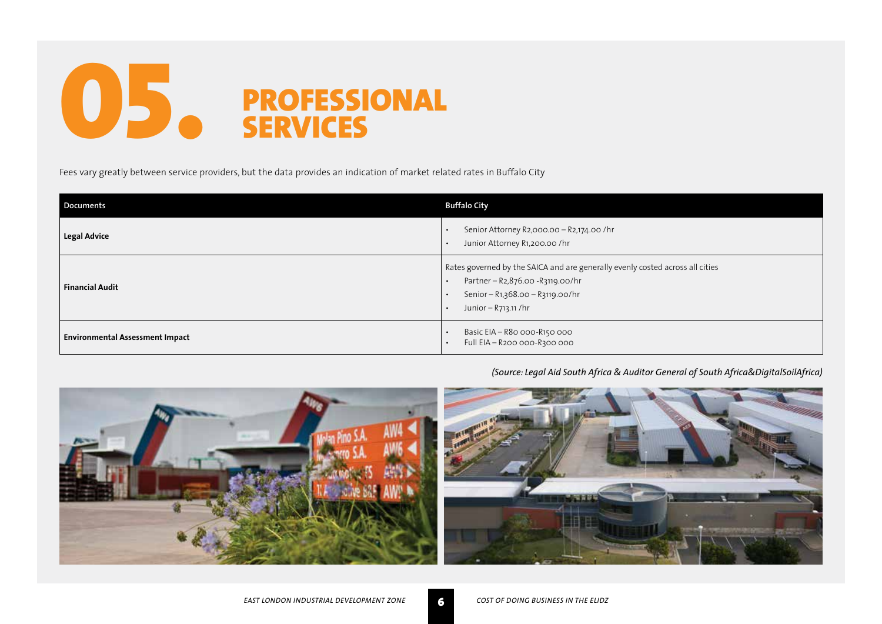# 05. PROFESSIONAL SERVICES

Fees vary greatly between service providers, but the data provides an indication of market related rates in Buffalo City

| Documents | Buffalo City |
|---|---|
| **Legal Advice** | • Senior Attorney R2,000.00 – R2,174.00 /hr<br>• Junior Attorney R1,200.00 /hr |
| **Financial Audit** | Rates governed by the SAICA and are generally evenly costed across all cities<br>• Partner – R2,876.00 -R3119.00/hr<br>• Senior – R1,368.00 – R3119.00/hr<br>• Junior – R713.11 /hr |
| **Environmental Assessment Impact** | • Basic EIA – R80 000-R150 000<br>• Full EIA – R200 000-R300 000 |

*(Source: Legal Aid South Africa & Auditor General of South Africa&DigitalSoilAfrica)*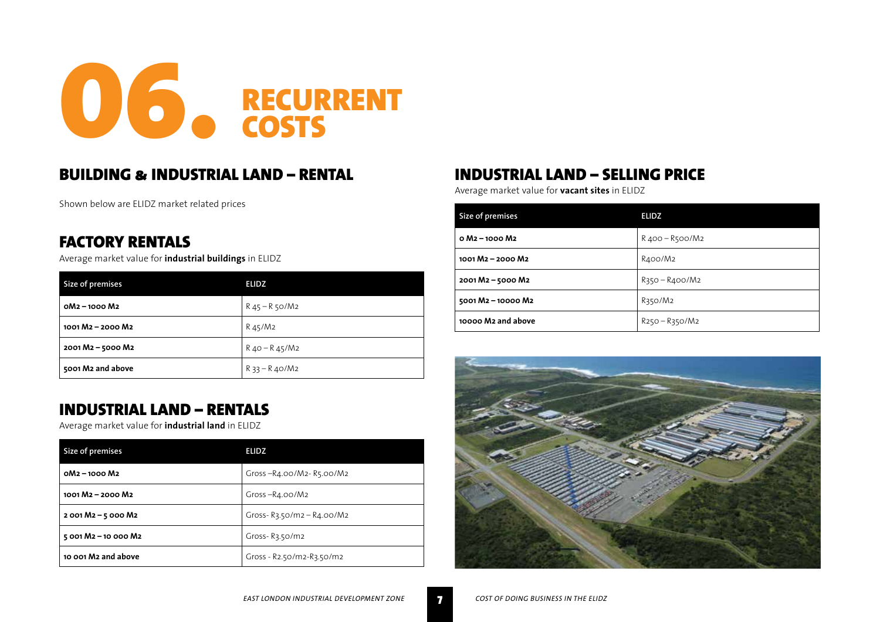# 06. RECURRENT COSTS

## BUILDING & INDUSTRIAL LAND – RENTAL

Shown below are ELIDZ market related prices

### FACTORY RENTALS

Average market value for **industrial buildings** in ELIDZ

| Size of premises | ELIDZ |
|---|---|
| **0M2 – 1000 M2** | R 45 – R 50/M2 |
| **1001 M2 – 2000 M2** | R 45/M2 |
| **2001 M2 – 5000 M2** | R 40 – R 45/M2 |
| **5001 M2 and above** | R 33 – R 40/M2 |

### INDUSTRIAL LAND – RENTALS

Average market value for **industrial land** in ELIDZ

| Size of premises | ELIDZ |
|---|---|
| **0M2 – 1000 M2** | Gross –R4.00/M2- R5.00/M2 |
| **1001 M2 – 2000 M2** | Gross –R4.00/M2 |
| **2 001 M2 – 5 000 M2** | Gross- R3.50/m2 – R4.00/M2 |
| **5 001 M2 – 10 000 M2** | Gross- R3.50/m2 |
| **10 001 M2 and above** | Gross - R2.50/m2-R3.50/m2 |

## INDUSTRIAL LAND – SELLING PRICE

Average market value for **vacant sites** in ELIDZ

| Size of premises | ELIDZ |
|---|---|
| **0 M2 – 1000 M2** | R 400 – R500/M2 |
| **1001 M2 – 2000 M2** | R400/M2 |
| **2001 M2 – 5000 M2** | R350 – R400/M2 |
| **5001 M2 – 10000 M2** | R350/M2 |
| **10000 M2 and above** | R250 – R350/M2 |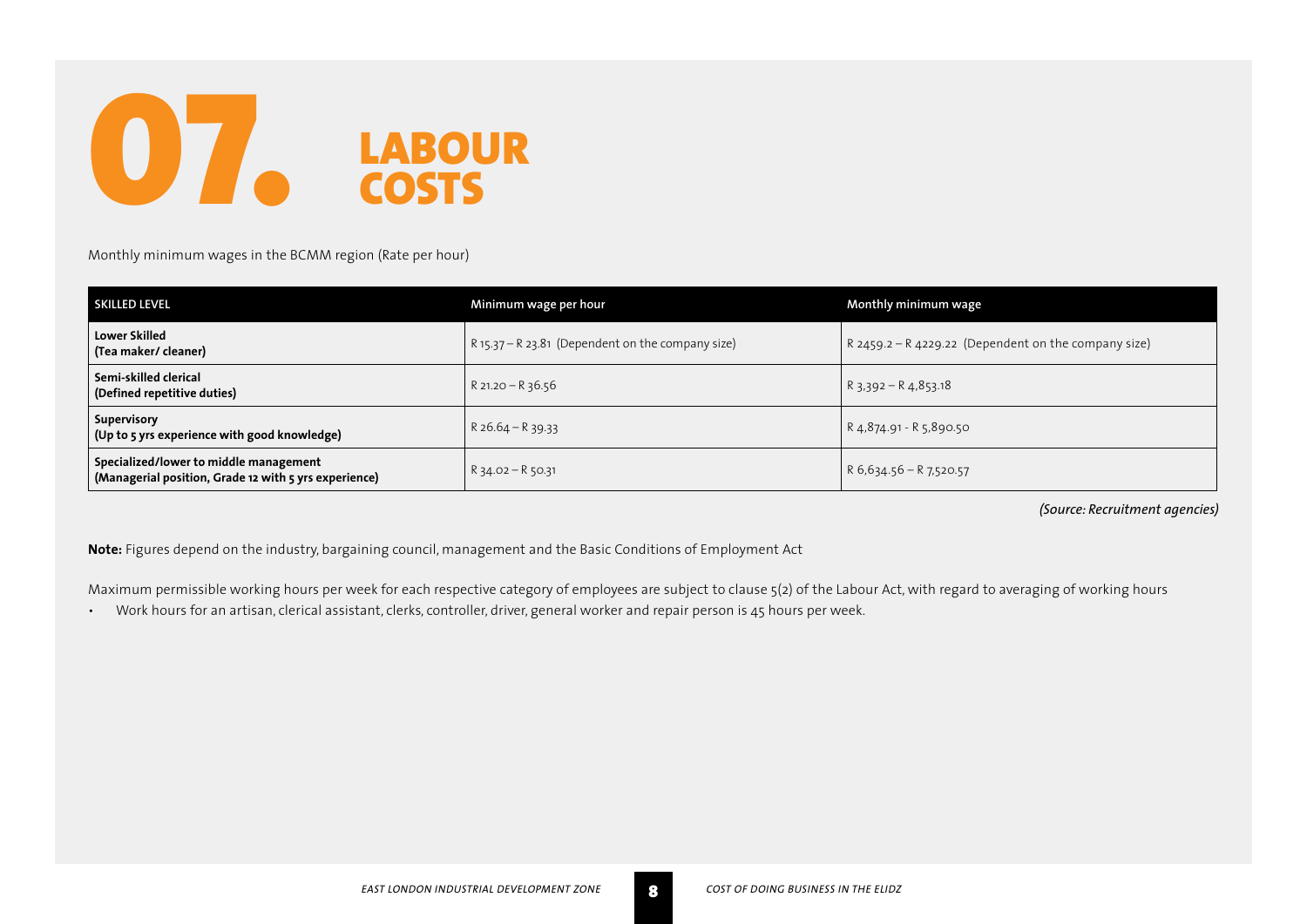# 07. LABOUR COSTS

Monthly minimum wages in the BCMM region (Rate per hour)

| SKILLED LEVEL | Minimum wage per hour | Monthly minimum wage |
|---|---|---|
| **Lower Skilled (Tea maker/ cleaner)** | R 15.37 – R 23.81 (Dependent on the company size) | R 2459.2 – R 4229.22 (Dependent on the company size) |
| **Semi-skilled clerical (Defined repetitive duties)** | R 21.20 – R 36.56 | R 3,392 – R 4,853.18 |
| **Supervisory (Up to 5 yrs experience with good knowledge)** | R 26.64 – R 39.33 | R 4,874.91 - R 5,890.50 |
| **Specialized/lower to middle management (Managerial position, Grade 12 with 5 yrs experience)** | R 34.02 – R 50.31 | R 6,634.56 – R 7,520.57 |

*(Source: Recruitment agencies)*

**Note:** Figures depend on the industry, bargaining council, management and the Basic Conditions of Employment Act

Maximum permissible working hours per week for each respective category of employees are subject to clause 5(2) of the Labour Act, with regard to averaging of working hours

- Work hours for an artisan, clerical assistant, clerks, controller, driver, general worker and repair person is 45 hours per week.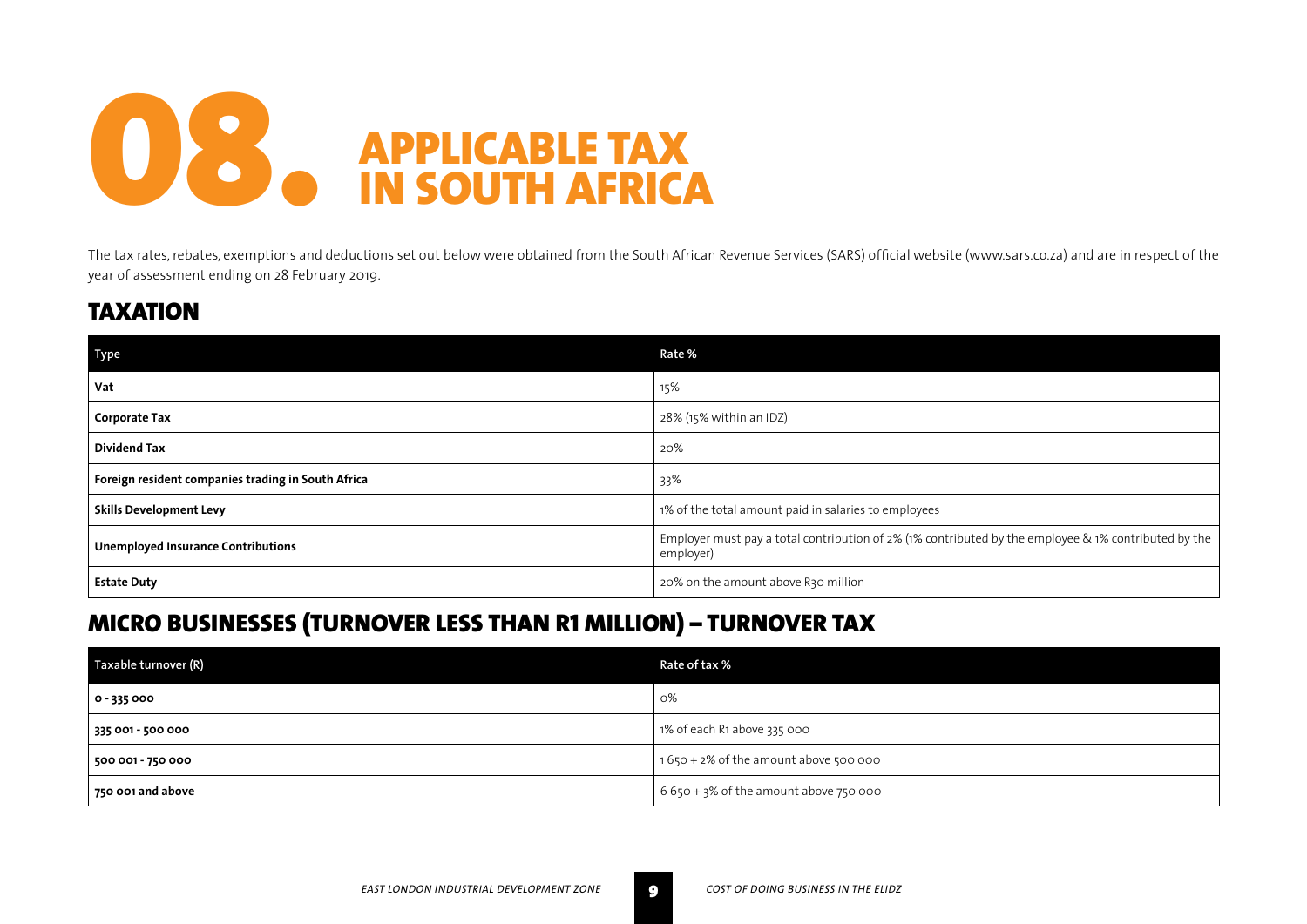# 08. APPLICABLE TAX IN SOUTH AFRICA

The tax rates, rebates, exemptions and deductions set out below were obtained from the South African Revenue Services (SARS) official website (www.sars.co.za) and are in respect of the year of assessment ending on 28 February 2019.

## TAXATION

| Type | Rate % |
|---|---|
| **Vat** | 15% |
| **Corporate Tax** | 28% (15% within an IDZ) |
| **Dividend Tax** | 20% |
| **Foreign resident companies trading in South Africa** | 33% |
| **Skills Development Levy** | 1% of the total amount paid in salaries to employees |
| **Unemployed Insurance Contributions** | Employer must pay a total contribution of 2% (1% contributed by the employee & 1% contributed by the employer) |
| **Estate Duty** | 20% on the amount above R30 million |

## MICRO BUSINESSES (TURNOVER LESS THAN R1 MILLION) – TURNOVER TAX

| Taxable turnover (R) | Rate of tax % |
|---|---|
| **0 - 335 000** | 0% |
| **335 001 - 500 000** | 1% of each R1 above 335 000 |
| **500 001 - 750 000** | 1 650 + 2% of the amount above 500 000 |
| **750 001 and above** | 6 650 + 3% of the amount above 750 000 |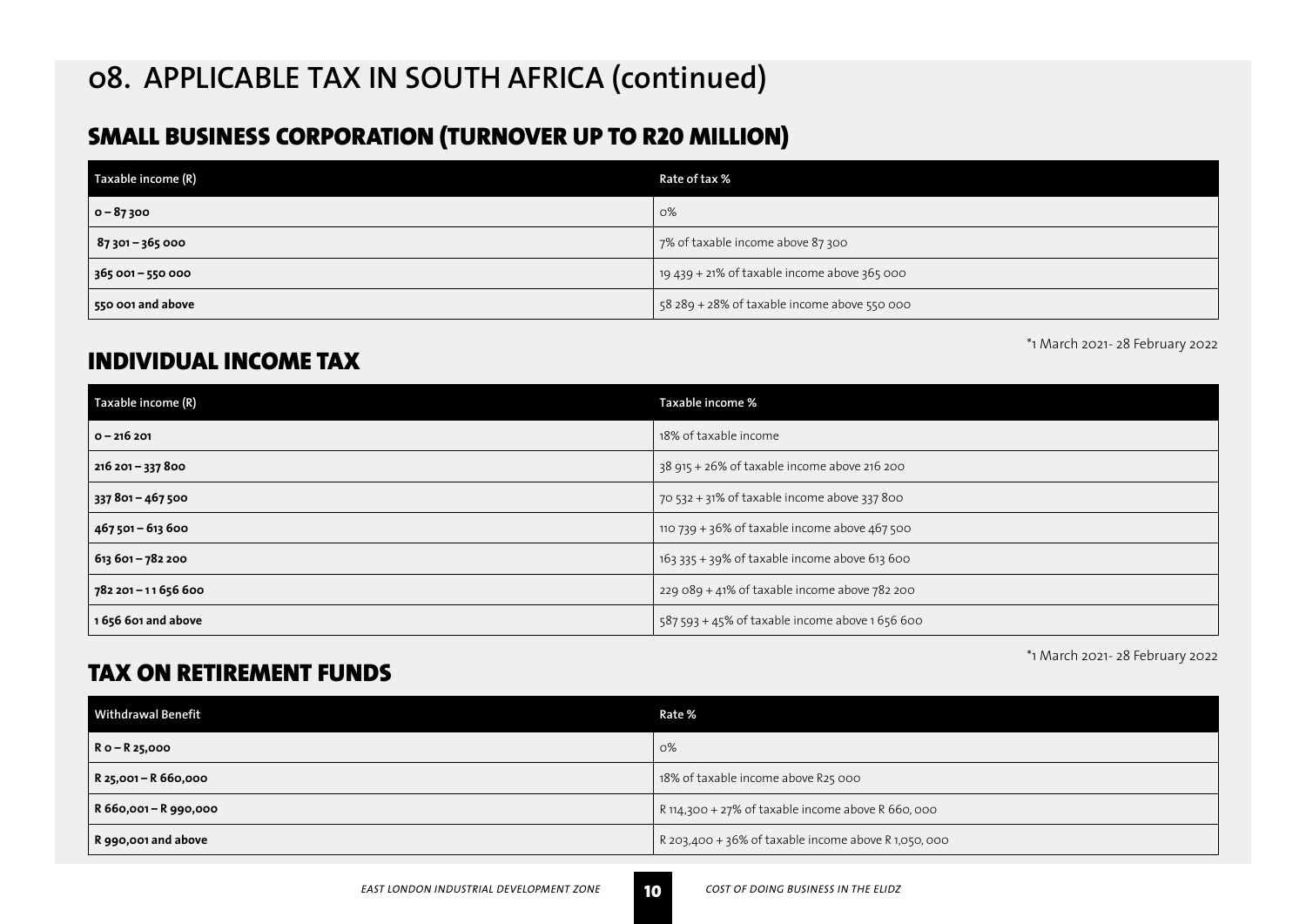# 08. APPLICABLE TAX IN SOUTH AFRICA (continued)

## SMALL BUSINESS CORPORATION (TURNOVER UP TO R20 MILLION)

| Taxable income (R) | Rate of tax % |
|---|---|
| **0 – 87 300** | 0% |
| **87 301 – 365 000** | 7% of taxable income above 87 300 |
| **365 001 – 550 000** | 19 439 + 21% of taxable income above 365 000 |
| **550 001 and above** | 58 289 + 28% of taxable income above 550 000 |

*1 March 2021- 28 February 2022

## INDIVIDUAL INCOME TAX

| Taxable income (R) | Taxable income % |
|---|---|
| **0 – 216 201** | 18% of taxable income |
| **216 201 – 337 800** | 38 915 + 26% of taxable income above 216 200 |
| **337 801 – 467 500** | 70 532 + 31% of taxable income above 337 800 |
| **467 501 – 613 600** | 110 739 + 36% of taxable income above 467 500 |
| **613 601 – 782 200** | 163 335 + 39% of taxable income above 613 600 |
| **782 201 – 1 1 656 600** | 229 089 + 41% of taxable income above 782 200 |
| **1 656 601 and above** | 587 593 + 45% of taxable income above 1 656 600 |

*1 March 2021- 28 February 2022

## TAX ON RETIREMENT FUNDS

| Withdrawal Benefit | Rate % |
|---|---|
| **R 0 – R 25,000** | 0% |
| **R 25,001 – R 660,000** | 18% of taxable income above R25 000 |
| **R 660,001 – R 990,000** | R 114,300 + 27% of taxable income above R 660, 000 |
| **R 990,001 and above** | R 203,400 + 36% of taxable income above R 1,050, 000 |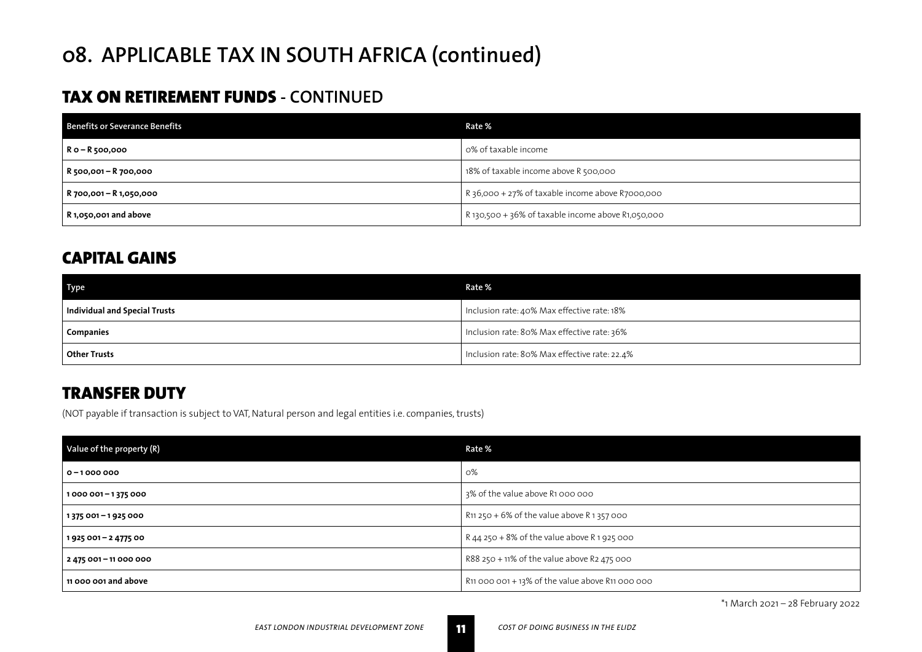# 08. APPLICABLE TAX IN SOUTH AFRICA (continued)

## TAX ON RETIREMENT FUNDS - CONTINUED

| Benefits or Severance Benefits | Rate % |
|---|---|
| **R 0 – R 500,000** | 0% of taxable income |
| **R 500,001 – R 700,000** | 18% of taxable income above R 500,000 |
| **R 700,001 – R 1,050,000** | R 36,000 + 27% of taxable income above R7000,000 |
| **R 1,050,001 and above** | R 130,500 + 36% of taxable income above R1,050,000 |

## CAPITAL GAINS

| Type | Rate % |
|---|---|
| **Individual and Special Trusts** | Inclusion rate: 40% Max effective rate: 18% |
| **Companies** | Inclusion rate: 80% Max effective rate: 36% |
| **Other Trusts** | Inclusion rate: 80% Max effective rate: 22.4% |

## TRANSFER DUTY

(NOT payable if transaction is subject to VAT, Natural person and legal entities i.e. companies, trusts)

| Value of the property (R) | Rate % |
|---|---|
| **0 – 1 000 000** | 0% |
| **1 000 001 – 1 375 000** | 3% of the value above R1 000 000 |
| **1 375 001 – 1 925 000** | R11 250 + 6% of the value above R 1 357 000 |
| **1 925 001 – 2 4775 00** | R 44 250 + 8% of the value above R 1 925 000 |
| **2 475 001 – 11 000 000** | R88 250 + 11% of the value above R2 475 000 |
| **11 000 001 and above** | R11 000 001 + 13% of the value above R11 000 000 |

*1 March 2021 – 28 February 2022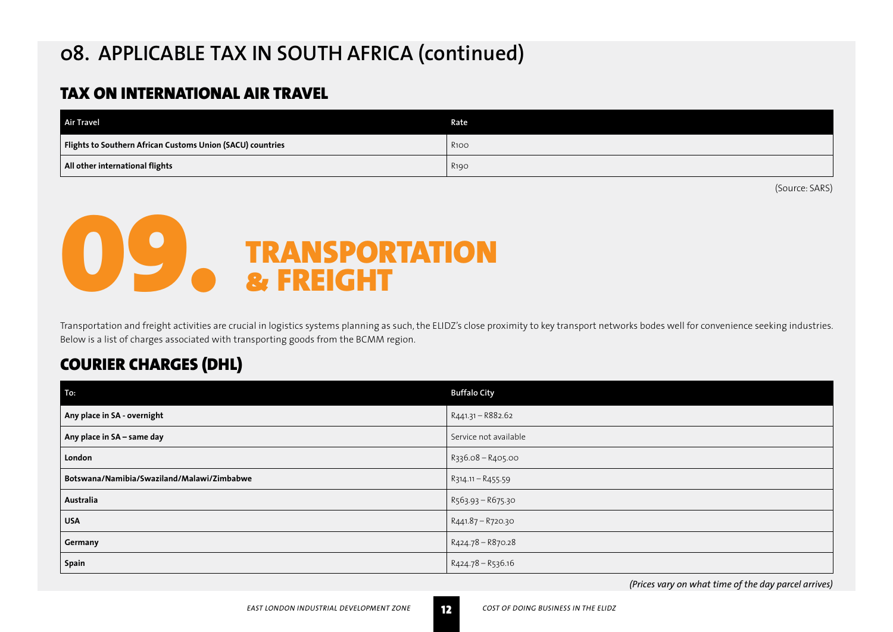# 08. APPLICABLE TAX IN SOUTH AFRICA (continued)

## TAX ON INTERNATIONAL AIR TRAVEL

| Air Travel | Rate |
|---|---|
| **Flights to Southern African Customs Union (SACU) countries** | R100 |
| **All other international flights** | R190 |

(Source: SARS)

# 09. TRANSPORTATION & FREIGHT

Transportation and freight activities are crucial in logistics systems planning as such, the ELIDZ's close proximity to key transport networks bodes well for convenience seeking industries. Below is a list of charges associated with transporting goods from the BCMM region.

## COURIER CHARGES (DHL)

| To: | Buffalo City |
|---|---|
| **Any place in SA - overnight** | R441.31 – R882.62 |
| **Any place in SA – same day** | Service not available |
| **London** | R336.08 – R405.00 |
| **Botswana/Namibia/Swaziland/Malawi/Zimbabwe** | R314.11 – R455.59 |
| **Australia** | R563.93 – R675.30 |
| **USA** | R441.87 – R720.30 |
| **Germany** | R424.78 – R870.28 |
| **Spain** | R424.78 – R536.16 |

*(Prices vary on what time of the day parcel arrives)*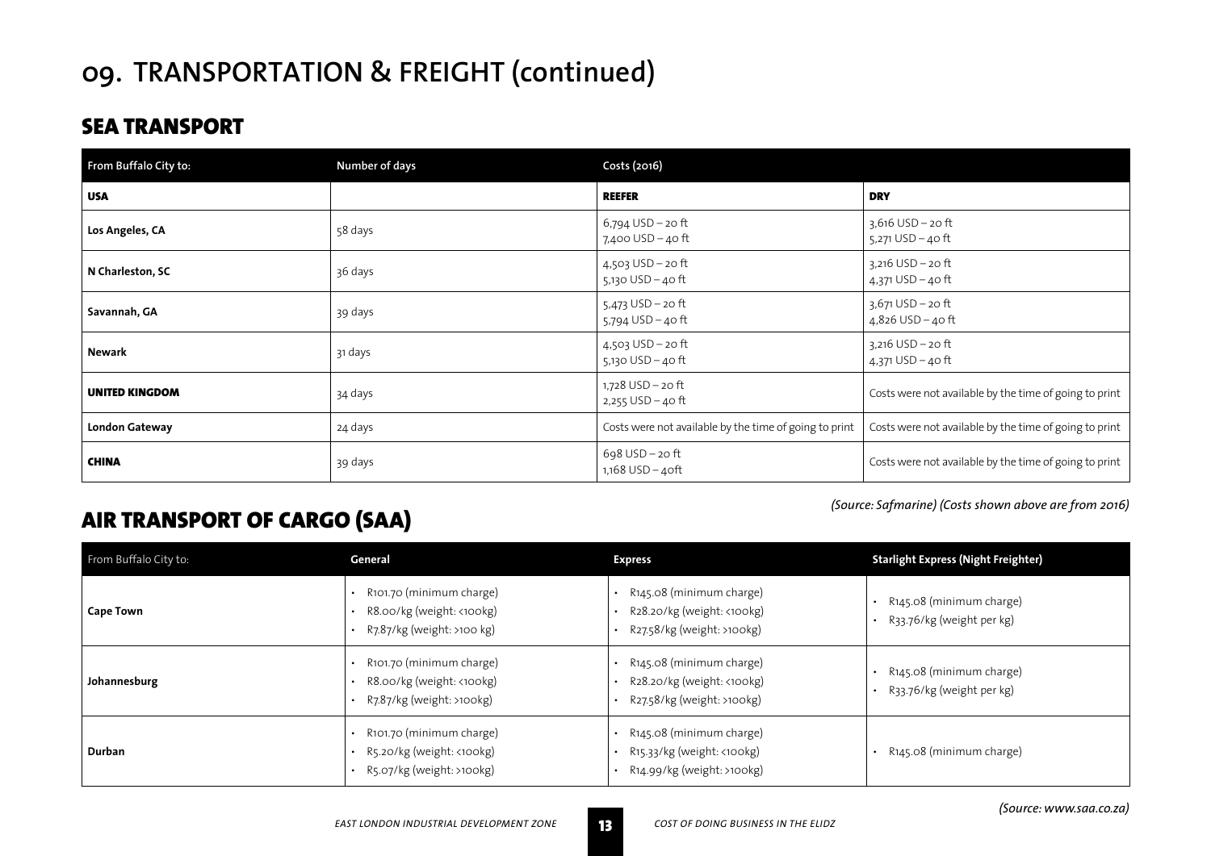# 09. TRANSPORTATION & FREIGHT (continued)

## SEA TRANSPORT

| From Buffalo City to: | Number of days | Costs (2016) | |
|---|---|---|---|
| **USA** | | **REEFER** | **DRY** |
| **Los Angeles, CA** | 58 days | 6,794 USD – 20 ft<br>7,400 USD – 40 ft | 3,616 USD – 20 ft<br>5,271 USD – 40 ft |
| **N Charleston, SC** | 36 days | 4,503 USD – 20 ft<br>5,130 USD – 40 ft | 3,216 USD – 20 ft<br>4,371 USD – 40 ft |
| **Savannah, GA** | 39 days | 5,473 USD – 20 ft<br>5,794 USD – 40 ft | 3,671 USD – 20 ft<br>4,826 USD – 40 ft |
| **Newark** | 31 days | 4,503 USD – 20 ft<br>5,130 USD – 40 ft | 3,216 USD – 20 ft<br>4,371 USD – 40 ft |
| **UNITED KINGDOM** | 34 days | 1,728 USD – 20 ft<br>2,255 USD – 40 ft | Costs were not available by the time of going to print |
| **London Gateway** | 24 days | Costs were not available by the time of going to print | Costs were not available by the time of going to print |
| **CHINA** | 39 days | 698 USD – 20 ft<br>1,168 USD – 40ft | Costs were not available by the time of going to print |

*(Source: Safmarine) (Costs shown above are from 2016)*

## AIR TRANSPORT OF CARGO (SAA)

| From Buffalo City to: | General | Express | Starlight Express (Night Freighter) |
|---|---|---|---|
| **Cape Town** | • R101.70 (minimum charge)<br>• R8.00/kg (weight: <100kg)<br>• R7.87/kg (weight: >100 kg) | • R145.08 (minimum charge)<br>• R28.20/kg (weight: <100kg)<br>• R27.58/kg (weight: >100kg) | • R145.08 (minimum charge)<br>• R33.76/kg (weight per kg) |
| **Johannesburg** | • R101.70 (minimum charge)<br>• R8.00/kg (weight: <100kg)<br>• R7.87/kg (weight: >100kg) | • R145.08 (minimum charge)<br>• R28.20/kg (weight: <100kg)<br>• R27.58/kg (weight: >100kg) | • R145.08 (minimum charge)<br>• R33.76/kg (weight per kg) |
| **Durban** | • R101.70 (minimum charge)<br>• R5.20/kg (weight: <100kg)<br>• R5.07/kg (weight: >100kg) | • R145.08 (minimum charge)<br>• R15.33/kg (weight: <100kg)<br>• R14.99/kg (weight: >100kg) | • R145.08 (minimum charge) |

*(Source: www.saa.co.za)*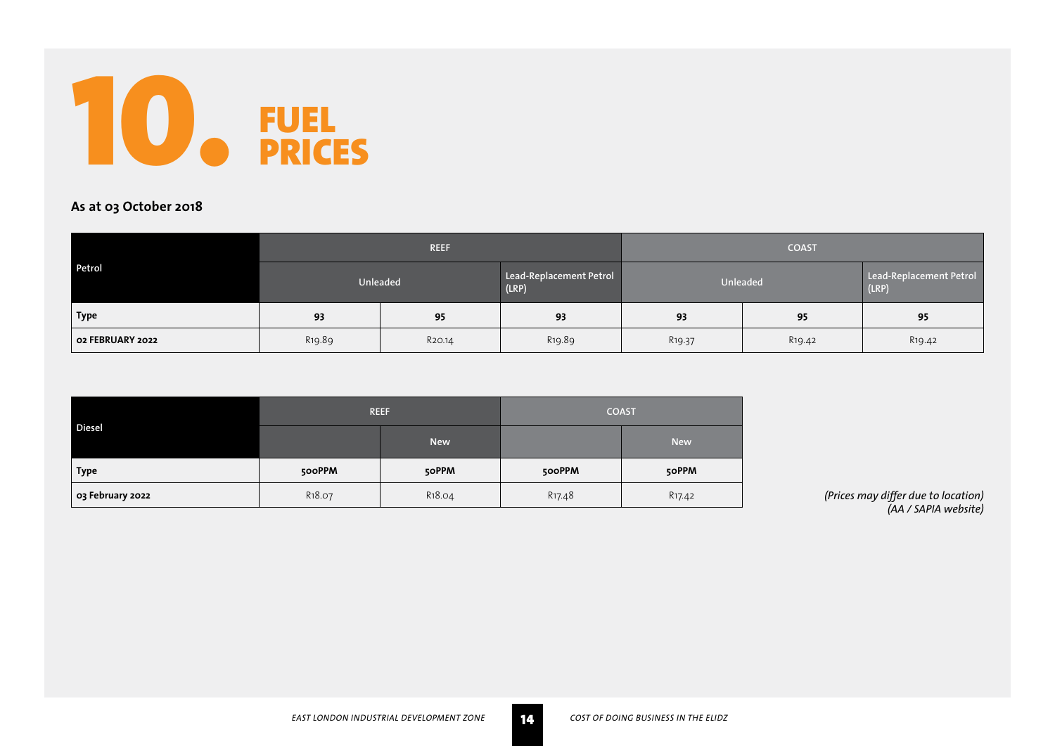# 10. FUEL PRICES

**As at 03 October 2018**

| Petrol | REEF | | | COAST | | |
|---|---|---|---|---|---|---|
| | Unleaded | | Lead-Replacement Petrol (LRP) | Unleaded | | Lead-Replacement Petrol (LRP) |
| **Type** | **93** | **95** | **93** | **93** | **95** | **95** |
| **02 FEBRUARY 2022** | R19.89 | R20.14 | R19.89 | R19.37 | R19.42 | R19.42 |

| Diesel | REEF | | COAST | |
|---|---|---|---|---|
| | | New | | New |
| **Type** | **500PPM** | **50PPM** | **500PPM** | **50PPM** |
| **03 February 2022** | R18.07 | R18.04 | R17.48 | R17.42 |

*(Prices may differ due to location)*
*(AA / SAPIA website)*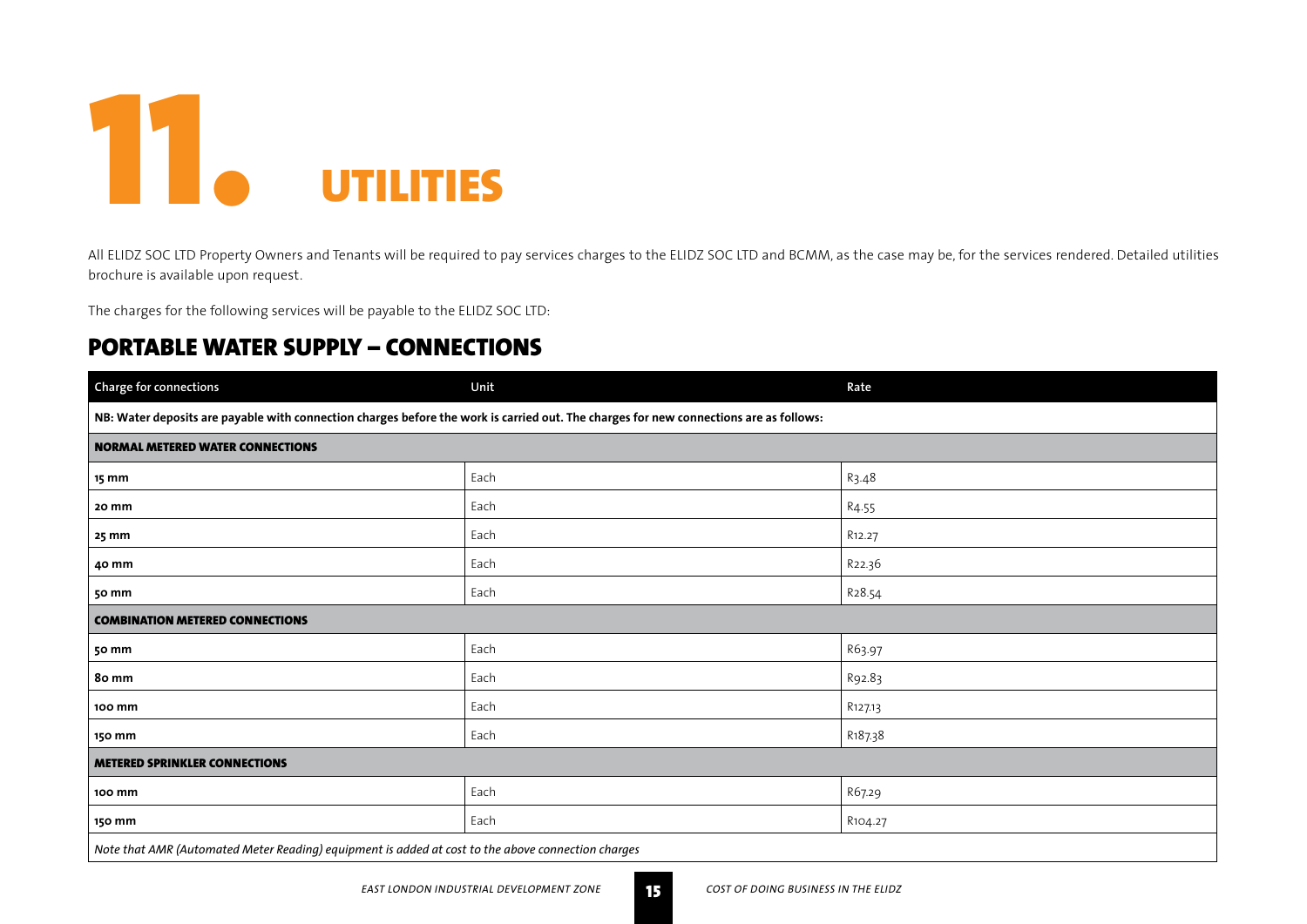# 11. UTILITIES

All ELIDZ SOC LTD Property Owners and Tenants will be required to pay services charges to the ELIDZ SOC LTD and BCMM, as the case may be, for the services rendered. Detailed utilities brochure is available upon request.

The charges for the following services will be payable to the ELIDZ SOC LTD:

## PORTABLE WATER SUPPLY – CONNECTIONS

| Charge for connections | Unit | Rate |
|---|---|---|
| **NB: Water deposits are payable with connection charges before the work is carried out. The charges for new connections are as follows:** | | |
| **NORMAL METERED WATER CONNECTIONS** | | |
| **15 mm** | Each | R3.48 |
| **20 mm** | Each | R4.55 |
| **25 mm** | Each | R12.27 |
| **40 mm** | Each | R22.36 |
| **50 mm** | Each | R28.54 |
| **COMBINATION METERED CONNECTIONS** | | |
| **50 mm** | Each | R63.97 |
| **80 mm** | Each | R92.83 |
| **100 mm** | Each | R127.13 |
| **150 mm** | Each | R187.38 |
| **METERED SPRINKLER CONNECTIONS** | | |
| **100 mm** | Each | R67.29 |
| **150 mm** | Each | R104.27 |
| *Note that AMR (Automated Meter Reading) equipment is added at cost to the above connection charges* | | |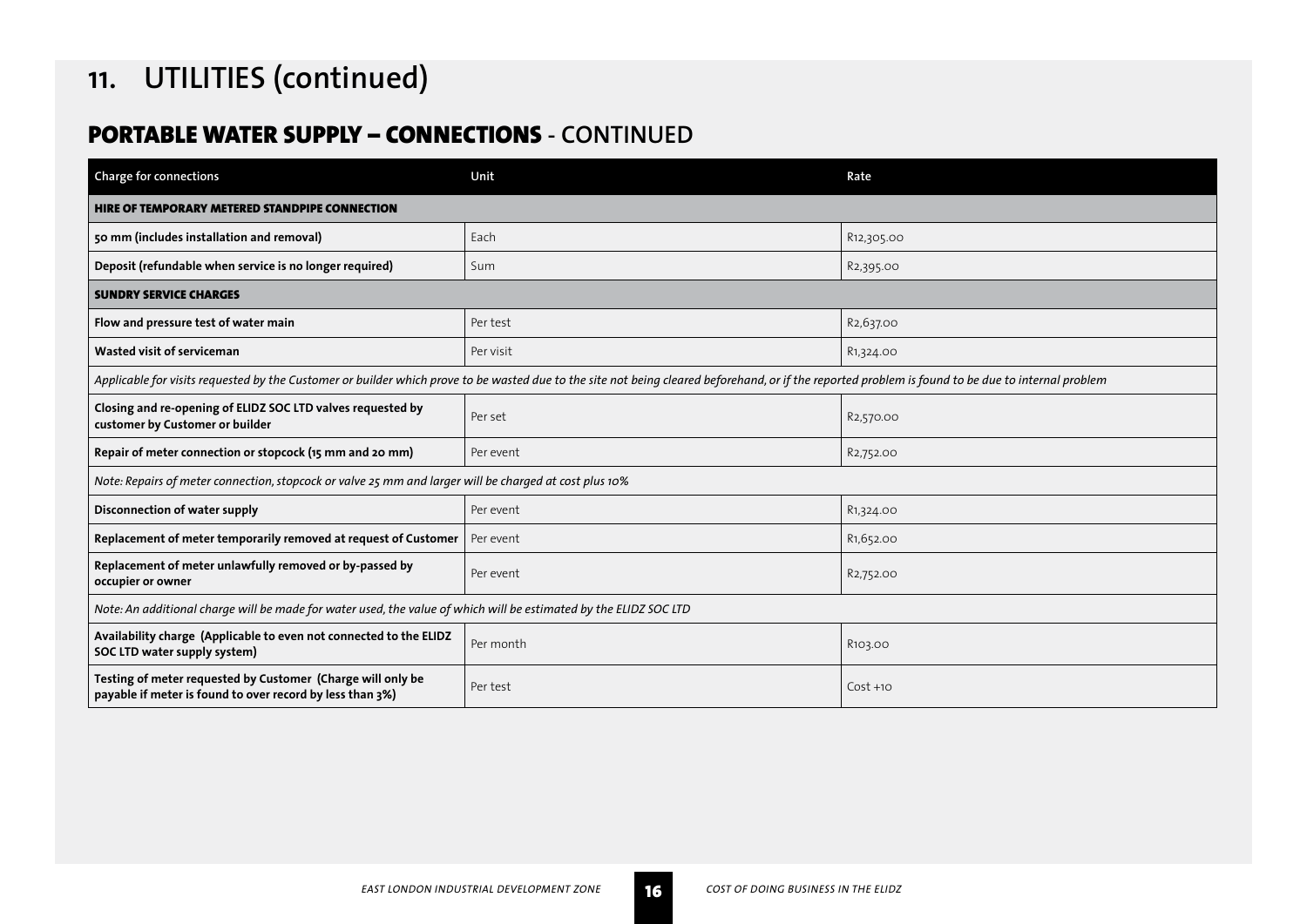# 11. UTILITIES (continued)

## PORTABLE WATER SUPPLY – CONNECTIONS - CONTINUED

| Charge for connections | Unit | Rate |
|---|---|---|
| **HIRE OF TEMPORARY METERED STANDPIPE CONNECTION** | | |
| **50 mm (includes installation and removal)** | Each | R12,305.00 |
| **Deposit (refundable when service is no longer required)** | Sum | R2,395.00 |
| **SUNDRY SERVICE CHARGES** | | |
| **Flow and pressure test of water main** | Per test | R2,637.00 |
| **Wasted visit of serviceman** | Per visit | R1,324.00 |
| *Applicable for visits requested by the Customer or builder which prove to be wasted due to the site not being cleared beforehand, or if the reported problem is found to be due to internal problem* | | |
| **Closing and re-opening of ELIDZ SOC LTD valves requested by customer by Customer or builder** | Per set | R2,570.00 |
| **Repair of meter connection or stopcock (15 mm and 20 mm)** | Per event | R2,752.00 |
| *Note: Repairs of meter connection, stopcock or valve 25 mm and larger will be charged at cost plus 10%* | | |
| **Disconnection of water supply** | Per event | R1,324.00 |
| **Replacement of meter temporarily removed at request of Customer** | Per event | R1,652.00 |
| **Replacement of meter unlawfully removed or by-passed by occupier or owner** | Per event | R2,752.00 |
| *Note: An additional charge will be made for water used, the value of which will be estimated by the ELIDZ SOC LTD* | | |
| **Availability charge (Applicable to even not connected to the ELIDZ SOC LTD water supply system)** | Per month | R103.00 |
| **Testing of meter requested by Customer (Charge will only be payable if meter is found to over record by less than 3%)** | Per test | Cost +10 |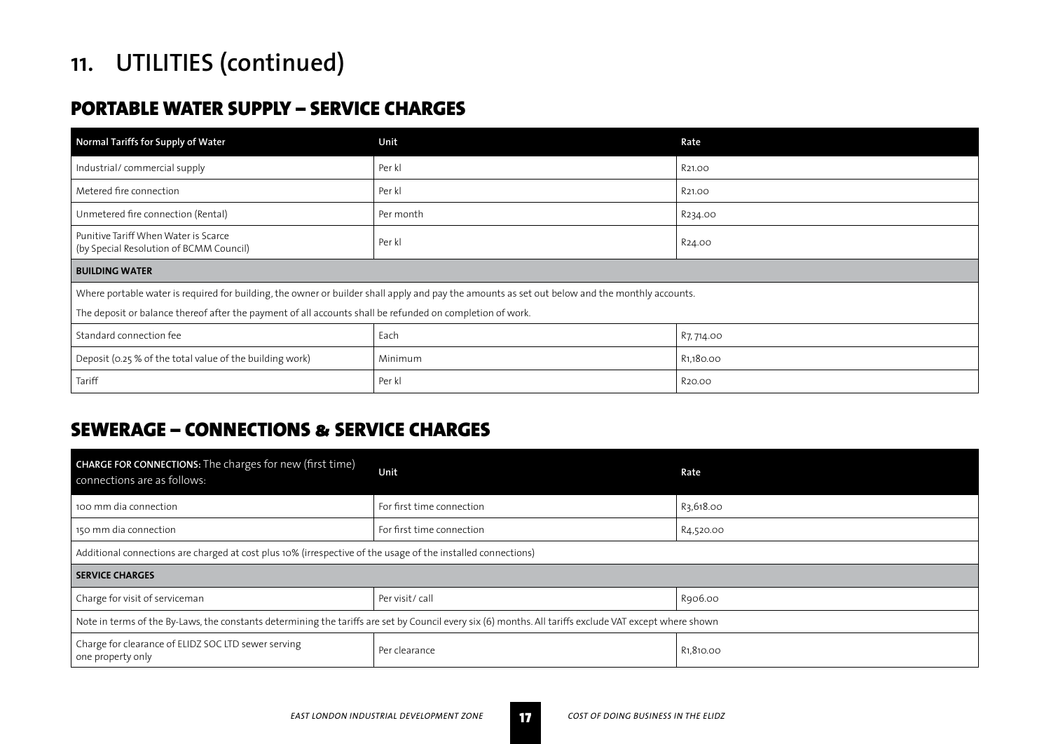# 11. UTILITIES (continued)

## PORTABLE WATER SUPPLY – SERVICE CHARGES

| Normal Tariffs for Supply of Water | Unit | Rate |
|---|---|---|
| Industrial/ commercial supply | Per kl | R21.00 |
| Metered fire connection | Per kl | R21.00 |
| Unmetered fire connection (Rental) | Per month | R234.00 |
| Punitive Tariff When Water is Scarce (by Special Resolution of BCMM Council) | Per kl | R24.00 |
| **BUILDING WATER** | | |
| Where portable water is required for building, the owner or builder shall apply and pay the amounts as set out below and the monthly accounts. The deposit or balance thereof after the payment of all accounts shall be refunded on completion of work. | | |
| Standard connection fee | Each | R7, 714.00 |
| Deposit (0.25 % of the total value of the building work) | Minimum | R1,180.00 |
| Tariff | Per kl | R20.00 |

## SEWERAGE – CONNECTIONS & SERVICE CHARGES

| **CHARGE FOR CONNECTIONS:** The charges for new (first time) connections are as follows: | Unit | Rate |
|---|---|---|
| 100 mm dia connection | For first time connection | R3,618.00 |
| 150 mm dia connection | For first time connection | R4,520.00 |
| Additional connections are charged at cost plus 10% (irrespective of the usage of the installed connections) | | |
| **SERVICE CHARGES** | | |
| Charge for visit of serviceman | Per visit/ call | R906.00 |
| Note in terms of the By-Laws, the constants determining the tariffs are set by Council every six (6) months. All tariffs exclude VAT except where shown | | |
| Charge for clearance of ELIDZ SOC LTD sewer serving one property only | Per clearance | R1,810.00 |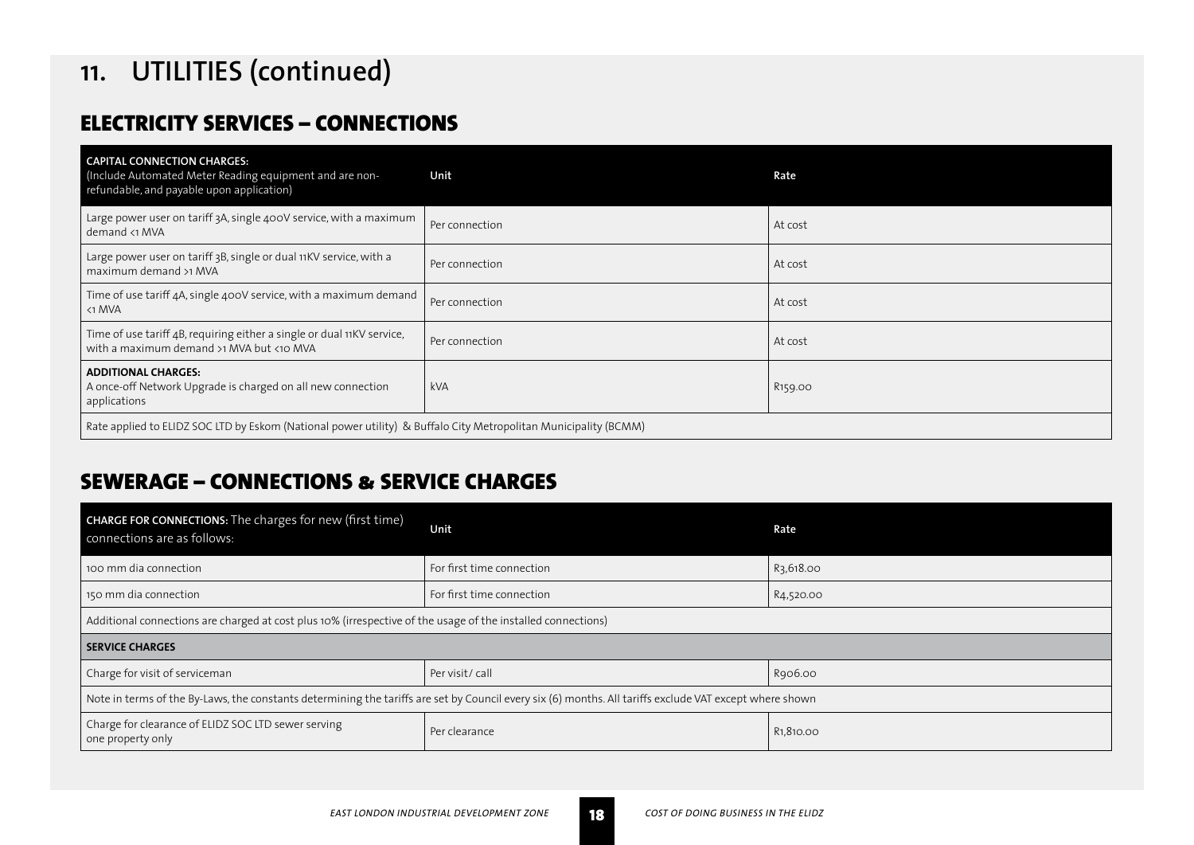# 11. UTILITIES (continued)

## ELECTRICITY SERVICES – CONNECTIONS

| **CAPITAL CONNECTION CHARGES:** (Include Automated Meter Reading equipment and are non-refundable, and payable upon application) | Unit | Rate |
|---|---|---|
| Large power user on tariff 3A, single 400V service, with a maximum demand <1 MVA | Per connection | At cost |
| Large power user on tariff 3B, single or dual 11KV service, with a maximum demand >1 MVA | Per connection | At cost |
| Time of use tariff 4A, single 400V service, with a maximum demand <1 MVA | Per connection | At cost |
| Time of use tariff 4B, requiring either a single or dual 11KV service, with a maximum demand >1 MVA but <10 MVA | Per connection | At cost |
| **ADDITIONAL CHARGES:** A once-off Network Upgrade is charged on all new connection applications | kVA | R159.00 |
| Rate applied to ELIDZ SOC LTD by Eskom (National power utility) & Buffalo City Metropolitan Municipality (BCMM) | | |

## SEWERAGE – CONNECTIONS & SERVICE CHARGES

| **CHARGE FOR CONNECTIONS:** The charges for new (first time) connections are as follows: | Unit | Rate |
|---|---|---|
| 100 mm dia connection | For first time connection | R3,618.00 |
| 150 mm dia connection | For first time connection | R4,520.00 |
| Additional connections are charged at cost plus 10% (irrespective of the usage of the installed connections) | | |
| **SERVICE CHARGES** | | |
| Charge for visit of serviceman | Per visit/ call | R906.00 |
| Note in terms of the By-Laws, the constants determining the tariffs are set by Council every six (6) months. All tariffs exclude VAT except where shown | | |
| Charge for clearance of ELIDZ SOC LTD sewer serving one property only | Per clearance | R1,810.00 |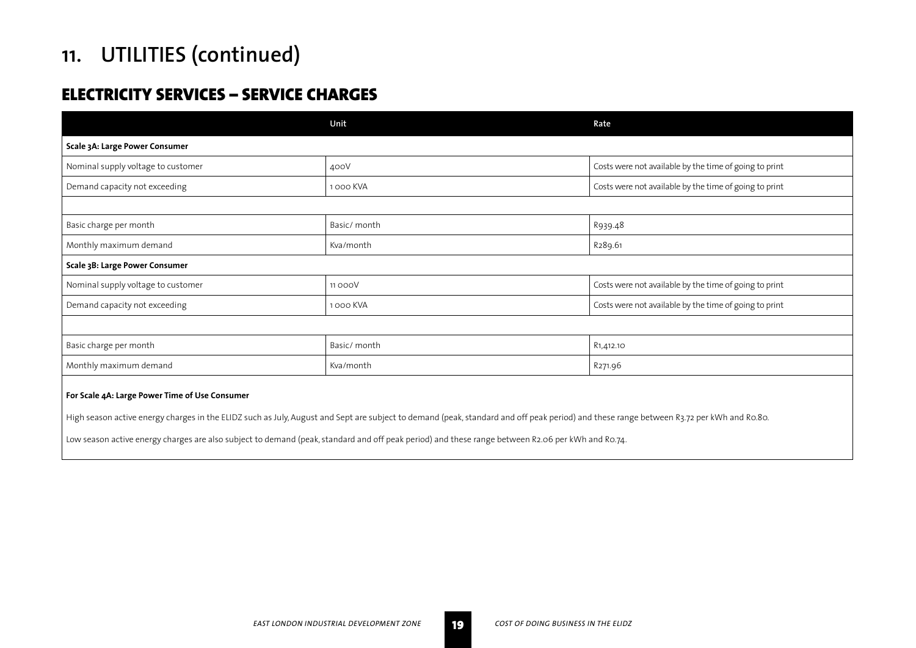# 11. UTILITIES (continued)

## ELECTRICITY SERVICES – SERVICE CHARGES

| | Unit | Rate |
|---|---|---|
| **Scale 3A: Large Power Consumer** | | |
| Nominal supply voltage to customer | 400V | Costs were not available by the time of going to print |
| Demand capacity not exceeding | 1 000 KVA | Costs were not available by the time of going to print |
| | | |
| Basic charge per month | Basic/ month | R939.48 |
| Monthly maximum demand | Kva/month | R289.61 |
| **Scale 3B: Large Power Consumer** | | |
| Nominal supply voltage to customer | 11 000V | Costs were not available by the time of going to print |
| Demand capacity not exceeding | 1 000 KVA | Costs were not available by the time of going to print |
| | | |
| Basic charge per month | Basic/ month | R1,412.10 |
| Monthly maximum demand | Kva/month | R271.96 |

**For Scale 4A: Large Power Time of Use Consumer**

High season active energy charges in the ELIDZ such as July, August and Sept are subject to demand (peak, standard and off peak period) and these range between R3.72 per kWh and R0.80.

Low season active energy charges are also subject to demand (peak, standard and off peak period) and these range between R2.06 per kWh and R0.74.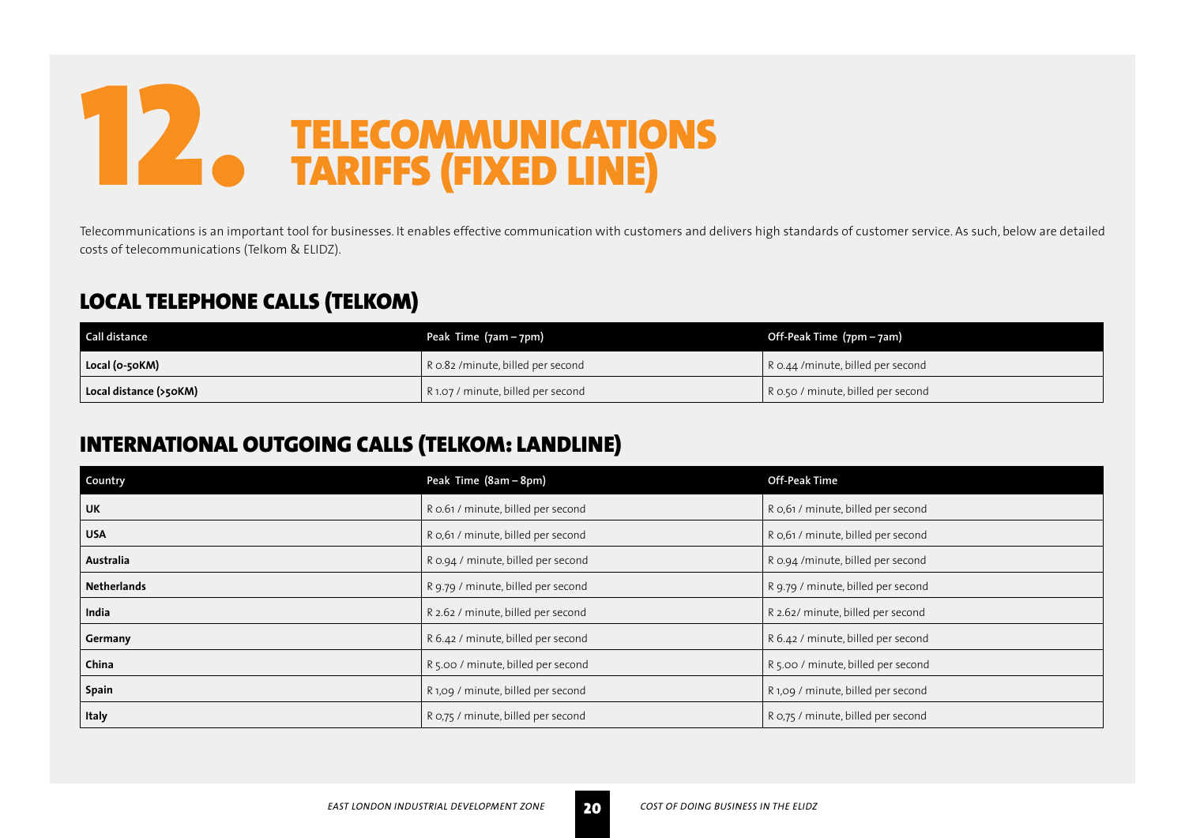# 12. TELECOMMUNICATIONS TARIFFS (FIXED LINE)

Telecommunications is an important tool for businesses. It enables effective communication with customers and delivers high standards of customer service. As such, below are detailed costs of telecommunications (Telkom & ELIDZ).

## LOCAL TELEPHONE CALLS (TELKOM)

| Call distance | Peak Time (7am – 7pm) | Off-Peak Time (7pm – 7am) |
|---|---|---|
| **Local (0-50KM)** | R 0.82 /minute, billed per second | R 0.44 /minute, billed per second |
| **Local distance (>50KM)** | R 1.07 / minute, billed per second | R 0.50 / minute, billed per second |

## INTERNATIONAL OUTGOING CALLS (TELKOM: LANDLINE)

| Country | Peak Time (8am – 8pm) | Off-Peak Time |
|---|---|---|
| **UK** | R 0.61 / minute, billed per second | R 0,61 / minute, billed per second |
| **USA** | R 0,61 / minute, billed per second | R 0,61 / minute, billed per second |
| **Australia** | R 0.94 / minute, billed per second | R 0.94 /minute, billed per second |
| **Netherlands** | R 9.79 / minute, billed per second | R 9.79 / minute, billed per second |
| **India** | R 2.62 / minute, billed per second | R 2.62/ minute, billed per second |
| **Germany** | R 6.42 / minute, billed per second | R 6.42 / minute, billed per second |
| **China** | R 5.00 / minute, billed per second | R 5.00 / minute, billed per second |
| **Spain** | R 1,09 / minute, billed per second | R 1,09 / minute, billed per second |
| **Italy** | R 0,75 / minute, billed per second | R 0,75 / minute, billed per second |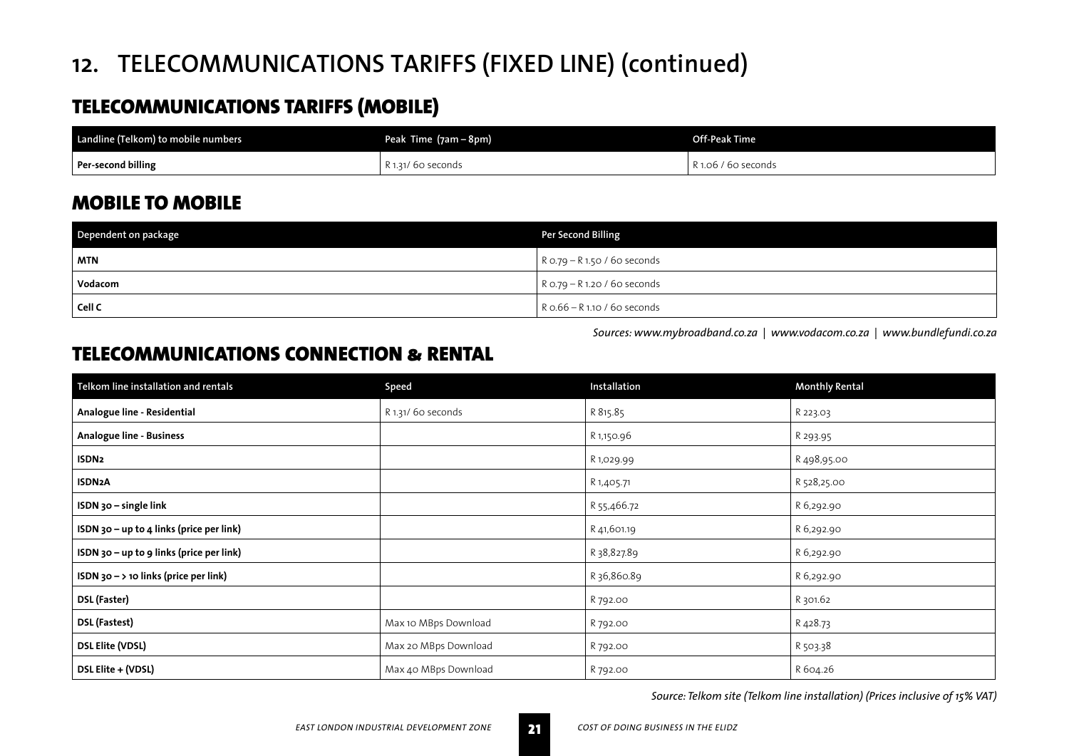# 12. TELECOMMUNICATIONS TARIFFS (FIXED LINE) (continued)

## TELECOMMUNICATIONS TARIFFS (MOBILE)

| Landline (Telkom) to mobile numbers | Peak Time (7am – 8pm) | Off-Peak Time |
|---|---|---|
| **Per-second billing** | R 1.31/ 60 seconds | R 1.06 / 60 seconds |

## MOBILE TO MOBILE

| Dependent on package | Per Second Billing |
|---|---|
| **MTN** | R 0.79 – R 1.50 / 60 seconds |
| **Vodacom** | R 0.79 – R 1.20 / 60 seconds |
| **Cell C** | R 0.66 – R 1.10 / 60 seconds |

*Sources: www.mybroadband.co.za | www.vodacom.co.za | www.bundlefundi.co.za*

## TELECOMMUNICATIONS CONNECTION & RENTAL

| Telkom line installation and rentals | Speed | Installation | Monthly Rental |
|---|---|---|---|
| **Analogue line - Residential** | R 1.31/ 60 seconds | R 815.85 | R 223.03 |
| **Analogue line - Business** | | R 1,150.96 | R 293.95 |
| **ISDN2** | | R 1,029.99 | R 498,95.00 |
| **ISDN2A** | | R 1,405.71 | R 528,25.00 |
| **ISDN 30 – single link** | | R 55,466.72 | R 6,292.90 |
| **ISDN 30 – up to 4 links (price per link)** | | R 41,601.19 | R 6,292.90 |
| **ISDN 30 – up to 9 links (price per link)** | | R 38,827.89 | R 6,292.90 |
| **ISDN 30 – > 10 links (price per link)** | | R 36,860.89 | R 6,292.90 |
| **DSL (Faster)** | | R 792.00 | R 301.62 |
| **DSL (Fastest)** | Max 10 MBps Download | R 792.00 | R 428.73 |
| **DSL Elite (VDSL)** | Max 20 MBps Download | R 792.00 | R 503.38 |
| **DSL Elite + (VDSL)** | Max 40 MBps Download | R 792.00 | R 604.26 |

*Source: Telkom site (Telkom line installation) (Prices inclusive of 15% VAT)*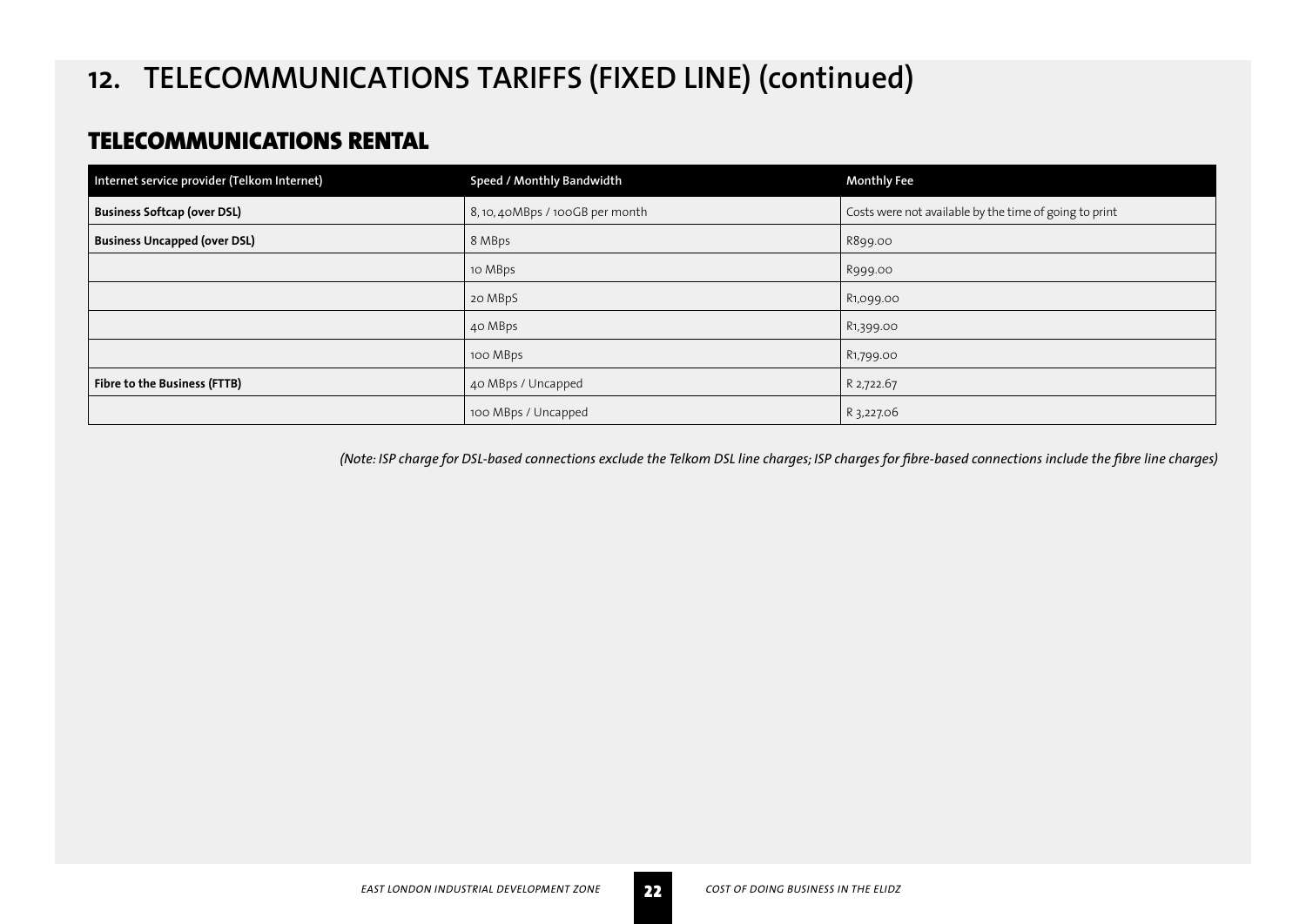# 12. TELECOMMUNICATIONS TARIFFS (FIXED LINE) (continued)

## TELECOMMUNICATIONS RENTAL

| Internet service provider (Telkom Internet) | Speed / Monthly Bandwidth | Monthly Fee |
|---|---|---|
| **Business Softcap (over DSL)** | 8, 10, 40MBps / 100GB per month | Costs were not available by the time of going to print |
| **Business Uncapped (over DSL)** | 8 MBps | R899.00 |
| | 10 MBps | R999.00 |
| | 20 MBpS | R1,099.00 |
| | 40 MBps | R1,399.00 |
| | 100 MBps | R1,799.00 |
| **Fibre to the Business (FTTB)** | 40 MBps / Uncapped | R 2,722.67 |
| | 100 MBps / Uncapped | R 3,227.06 |

*(Note: ISP charge for DSL-based connections exclude the Telkom DSL line charges; ISP charges for fibre-based connections include the fibre line charges)*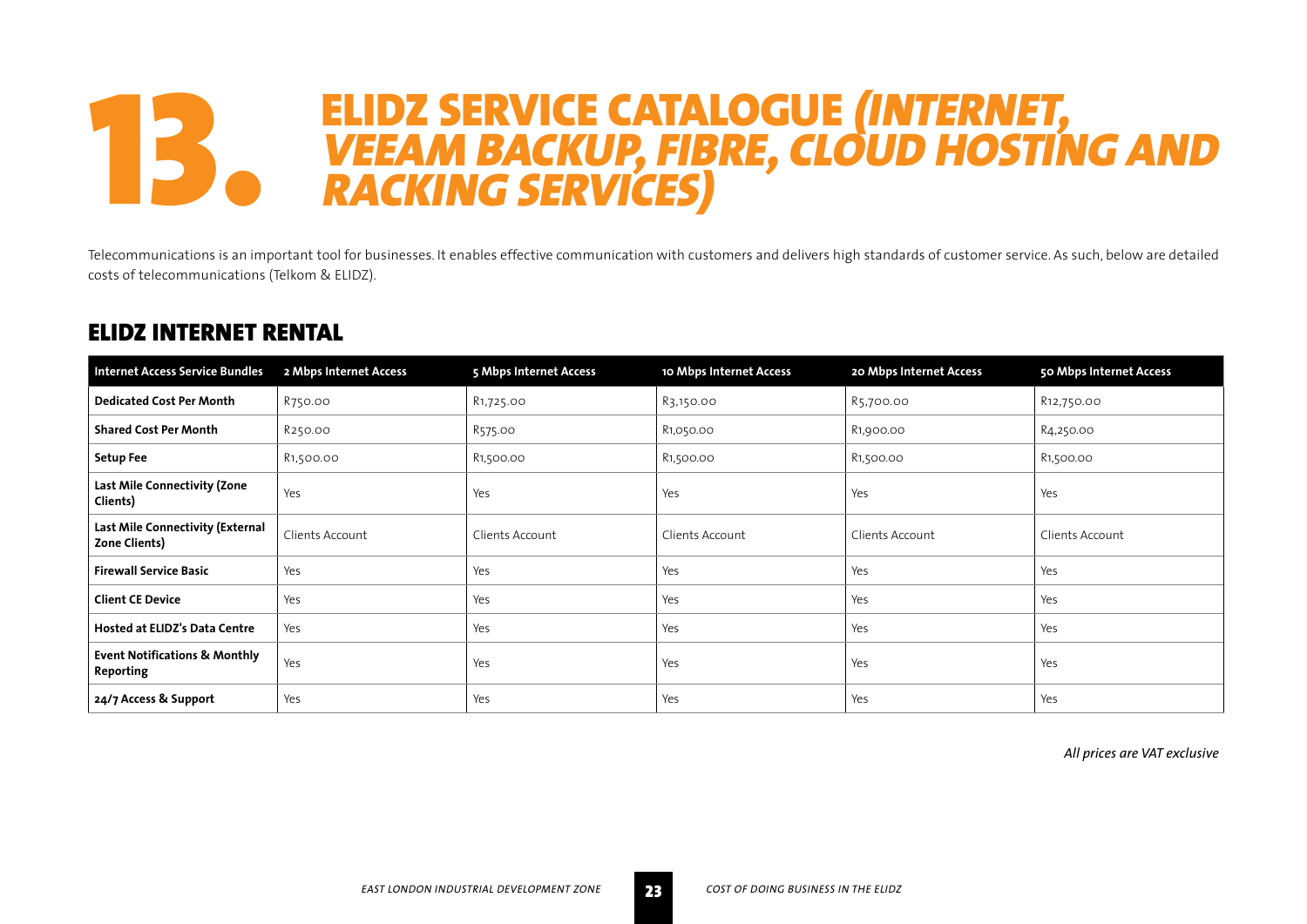# 13. ELIDZ SERVICE CATALOGUE *(INTERNET, VEEAM BACKUP, FIBRE, CLOUD HOSTING AND RACKING SERVICES)*

Telecommunications is an important tool for businesses. It enables effective communication with customers and delivers high standards of customer service. As such, below are detailed costs of telecommunications (Telkom & ELIDZ).

## ELIDZ INTERNET RENTAL

| Internet Access Service Bundles | 2 Mbps Internet Access | 5 Mbps Internet Access | 10 Mbps Internet Access | 20 Mbps Internet Access | 50 Mbps Internet Access |
|---|---|---|---|---|---|
| **Dedicated Cost Per Month** | R750.00 | R1,725.00 | R3,150.00 | R5,700.00 | R12,750.00 |
| **Shared Cost Per Month** | R250.00 | R575.00 | R1,050.00 | R1,900.00 | R4,250.00 |
| **Setup Fee** | R1,500.00 | R1,500.00 | R1,500.00 | R1,500.00 | R1,500.00 |
| **Last Mile Connectivity (Zone Clients)** | Yes | Yes | Yes | Yes | Yes |
| **Last Mile Connectivity (External Zone Clients)** | Clients Account | Clients Account | Clients Account | Clients Account | Clients Account |
| **Firewall Service Basic** | Yes | Yes | Yes | Yes | Yes |
| **Client CE Device** | Yes | Yes | Yes | Yes | Yes |
| **Hosted at ELIDZ's Data Centre** | Yes | Yes | Yes | Yes | Yes |
| **Event Notifications & Monthly Reporting** | Yes | Yes | Yes | Yes | Yes |
| **24/7 Access & Support** | Yes | Yes | Yes | Yes | Yes |

*All prices are VAT exclusive*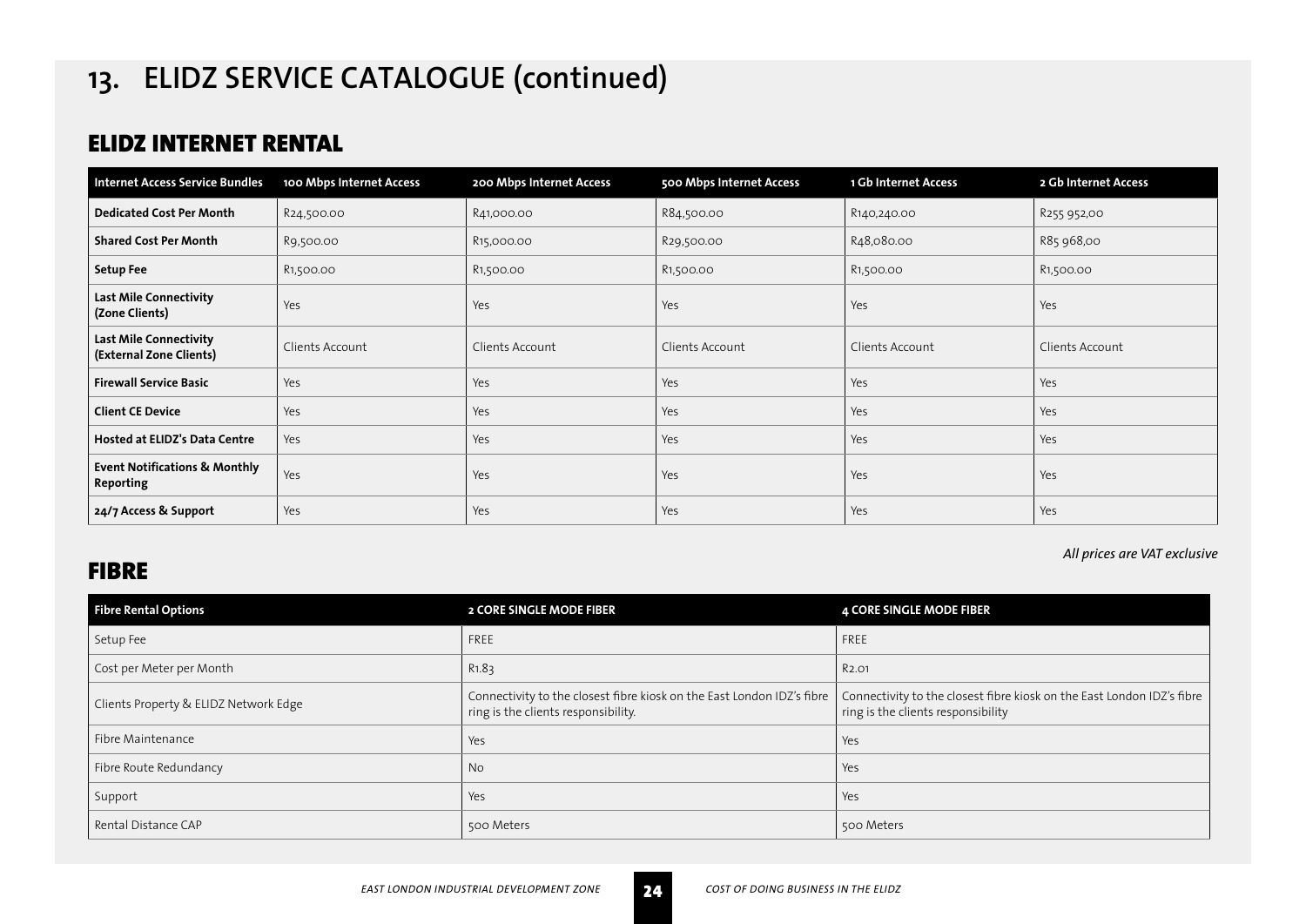# 13. ELIDZ SERVICE CATALOGUE (continued)

## ELIDZ INTERNET RENTAL

| Internet Access Service Bundles | 100 Mbps Internet Access | 200 Mbps Internet Access | 500 Mbps Internet Access | 1 Gb Internet Access | 2 Gb Internet Access |
|---|---|---|---|---|---|
| **Dedicated Cost Per Month** | R24,500.00 | R41,000.00 | R84,500.00 | R140,240.00 | R255 952,00 |
| **Shared Cost Per Month** | R9,500.00 | R15,000.00 | R29,500.00 | R48,080.00 | R85 968,00 |
| **Setup Fee** | R1,500.00 | R1,500.00 | R1,500.00 | R1,500.00 | R1,500.00 |
| **Last Mile Connectivity (Zone Clients)** | Yes | Yes | Yes | Yes | Yes |
| **Last Mile Connectivity (External Zone Clients)** | Clients Account | Clients Account | Clients Account | Clients Account | Clients Account |
| **Firewall Service Basic** | Yes | Yes | Yes | Yes | Yes |
| **Client CE Device** | Yes | Yes | Yes | Yes | Yes |
| **Hosted at ELIDZ's Data Centre** | Yes | Yes | Yes | Yes | Yes |
| **Event Notifications & Monthly Reporting** | Yes | Yes | Yes | Yes | Yes |
| **24/7 Access & Support** | Yes | Yes | Yes | Yes | Yes |

*All prices are VAT exclusive*

## FIBRE

| Fibre Rental Options | 2 CORE SINGLE MODE FIBER | 4 CORE SINGLE MODE FIBER |
|---|---|---|
| Setup Fee | FREE | FREE |
| Cost per Meter per Month | R1.83 | R2.01 |
| Clients Property & ELIDZ Network Edge | Connectivity to the closest fibre kiosk on the East London IDZ's fibre ring is the clients responsibility. | Connectivity to the closest fibre kiosk on the East London IDZ's fibre ring is the clients responsibility |
| Fibre Maintenance | Yes | Yes |
| Fibre Route Redundancy | No | Yes |
| Support | Yes | Yes |
| Rental Distance CAP | 500 Meters | 500 Meters |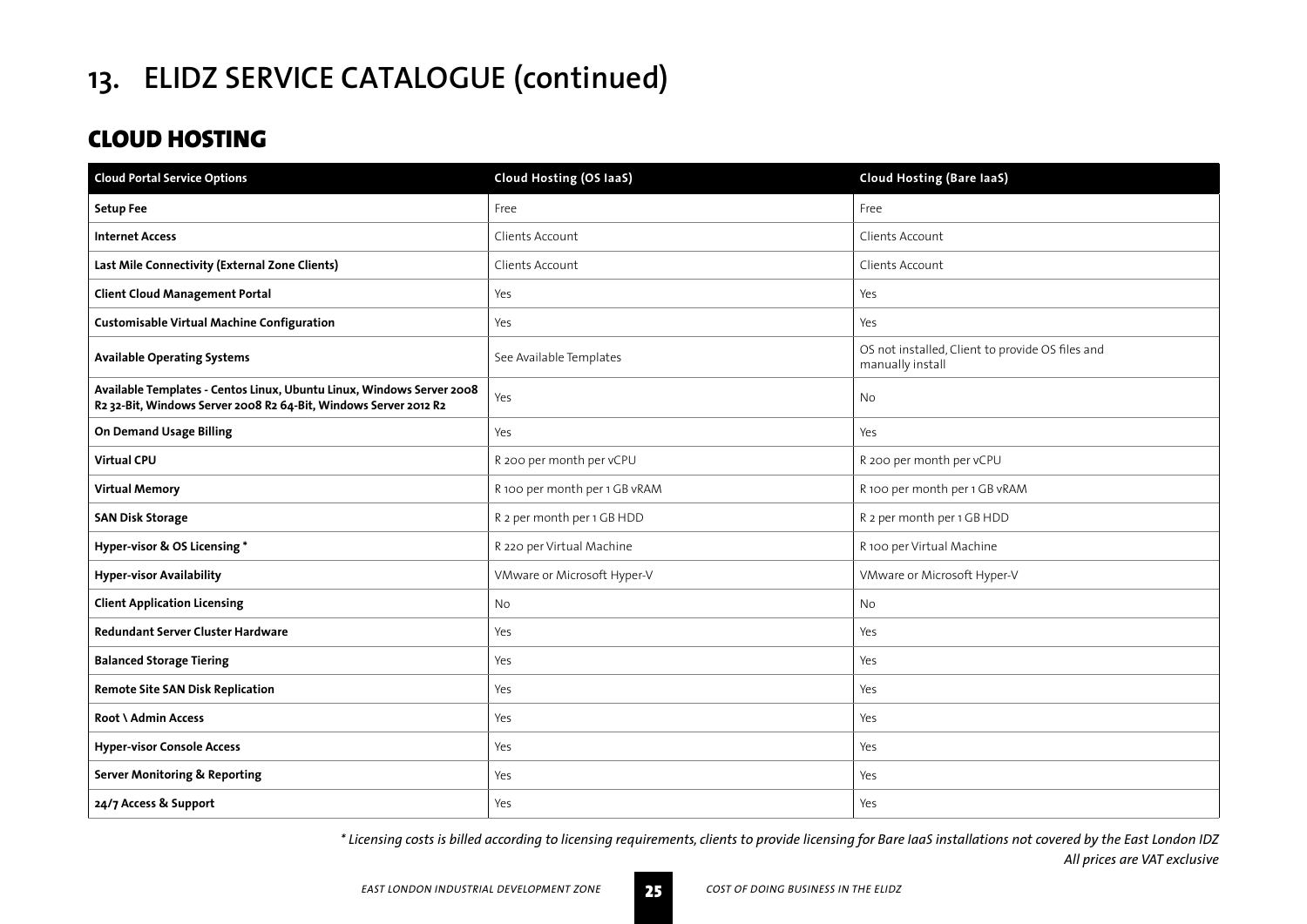# 13. ELIDZ SERVICE CATALOGUE (continued)

## CLOUD HOSTING

| Cloud Portal Service Options | Cloud Hosting (OS IaaS) | Cloud Hosting (Bare IaaS) |
|---|---|---|
| **Setup Fee** | Free | Free |
| **Internet Access** | Clients Account | Clients Account |
| **Last Mile Connectivity (External Zone Clients)** | Clients Account | Clients Account |
| **Client Cloud Management Portal** | Yes | Yes |
| **Customisable Virtual Machine Configuration** | Yes | Yes |
| **Available Operating Systems** | See Available Templates | OS not installed, Client to provide OS files and manually install |
| **Available Templates - Centos Linux, Ubuntu Linux, Windows Server 2008 R2 32-Bit, Windows Server 2008 R2 64-Bit, Windows Server 2012 R2** | Yes | No |
| **On Demand Usage Billing** | Yes | Yes |
| **Virtual CPU** | R 200 per month per vCPU | R 200 per month per vCPU |
| **Virtual Memory** | R 100 per month per 1 GB vRAM | R 100 per month per 1 GB vRAM |
| **SAN Disk Storage** | R 2 per month per 1 GB HDD | R 2 per month per 1 GB HDD |
| **Hyper-visor & OS Licensing *** | R 220 per Virtual Machine | R 100 per Virtual Machine |
| **Hyper-visor Availability** | VMware or Microsoft Hyper-V | VMware or Microsoft Hyper-V |
| **Client Application Licensing** | No | No |
| **Redundant Server Cluster Hardware** | Yes | Yes |
| **Balanced Storage Tiering** | Yes | Yes |
| **Remote Site SAN Disk Replication** | Yes | Yes |
| **Root \ Admin Access** | Yes | Yes |
| **Hyper-visor Console Access** | Yes | Yes |
| **Server Monitoring & Reporting** | Yes | Yes |
| **24/7 Access & Support** | Yes | Yes |

*\* Licensing costs is billed according to licensing requirements, clients to provide licensing for Bare IaaS installations not covered by the East London IDZ*

*All prices are VAT exclusive*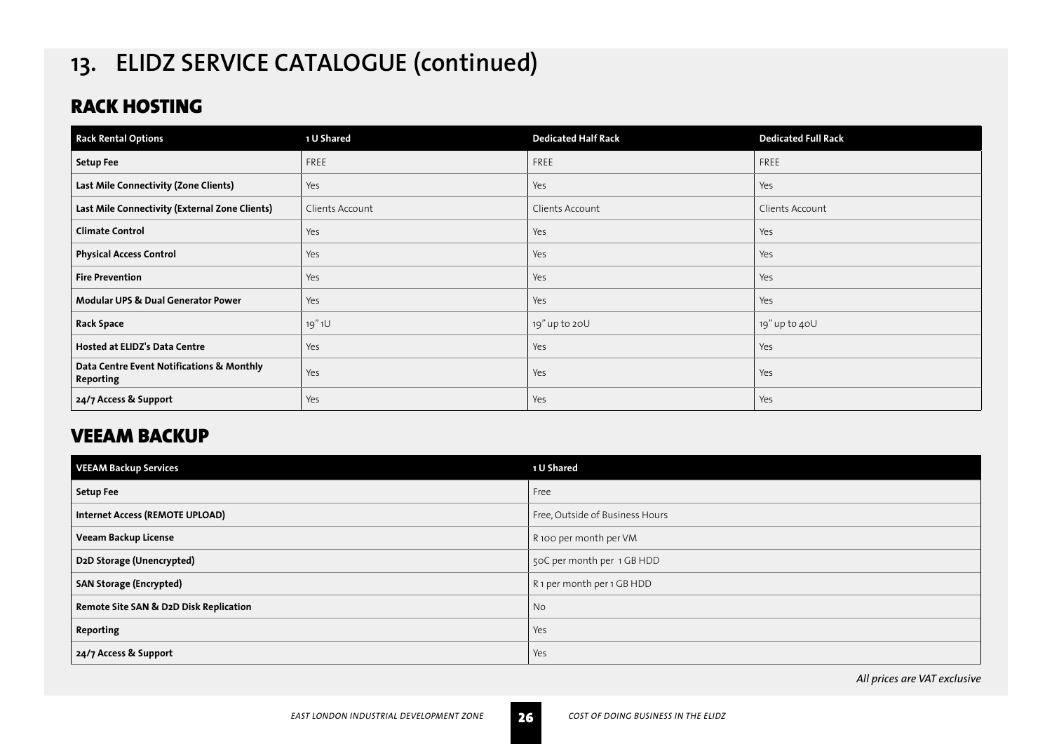# 13. ELIDZ SERVICE CATALOGUE (continued)

## RACK HOSTING

| Rack Rental Options | 1 U Shared | Dedicated Half Rack | Dedicated Full Rack |
|---|---|---|---|
| **Setup Fee** | FREE | FREE | FREE |
| **Last Mile Connectivity (Zone Clients)** | Yes | Yes | Yes |
| **Last Mile Connectivity (External Zone Clients)** | Clients Account | Clients Account | Clients Account |
| **Climate Control** | Yes | Yes | Yes |
| **Physical Access Control** | Yes | Yes | Yes |
| **Fire Prevention** | Yes | Yes | Yes |
| **Modular UPS & Dual Generator Power** | Yes | Yes | Yes |
| **Rack Space** | 19" 1U | 19" up to 20U | 19" up to 40U |
| **Hosted at ELIDZ's Data Centre** | Yes | Yes | Yes |
| **Data Centre Event Notifications & Monthly Reporting** | Yes | Yes | Yes |
| **24/7 Access & Support** | Yes | Yes | Yes |

## VEEAM BACKUP

| VEEAM Backup Services | 1 U Shared |
|---|---|
| **Setup Fee** | Free |
| **Internet Access (REMOTE UPLOAD)** | Free, Outside of Business Hours |
| **Veeam Backup License** | R 100 per month per VM |
| **D2D Storage (Unencrypted)** | 50C per month per 1 GB HDD |
| **SAN Storage (Encrypted)** | R 1 per month per 1 GB HDD |
| **Remote Site SAN & D2D Disk Replication** | No |
| **Reporting** | Yes |
| **24/7 Access & Support** | Yes |

*All prices are VAT exclusive*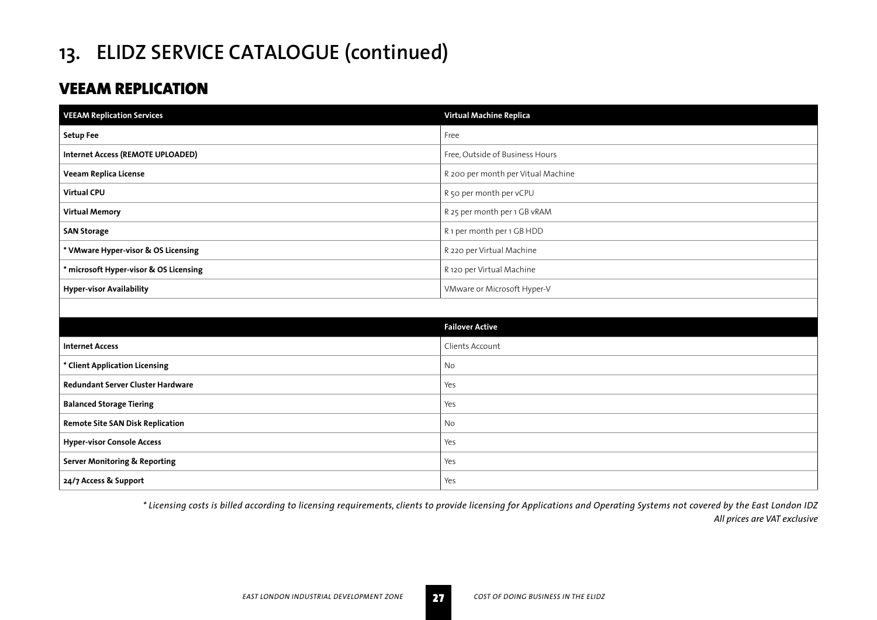# 13. ELIDZ SERVICE CATALOGUE (continued)

## VEEAM REPLICATION

| VEEAM Replication Services | Virtual Machine Replica |
| --- | --- |
| **Setup Fee** | Free |
| **Internet Access (REMOTE UPLOADED)** | Free, Outside of Business Hours |
| **Veeam Replica License** | R 200 per month per Vitual Machine |
| **Virtual CPU** | R 50 per month per vCPU |
| **Virtual Memory** | R 25 per month per 1 GB vRAM |
| **SAN Storage** | R 1 per month per 1 GB HDD |
| *** VMware Hyper-visor & OS Licensing** | R 220 per Virtual Machine |
| *** microsoft Hyper-visor & OS Licensing** | R 120 per Virtual Machine |
| **Hyper-visor Availability** | VMware or Microsoft Hyper-V |
| | |
| | **Failover Active** |
| **Internet Access** | Clients Account |
| *** Client Application Licensing** | No |
| **Redundant Server Cluster Hardware** | Yes |
| **Balanced Storage Tiering** | Yes |
| **Remote Site SAN Disk Replication** | No |
| **Hyper-visor Console Access** | Yes |
| **Server Monitoring & Reporting** | Yes |
| **24/7 Access & Support** | Yes |

*\* Licensing costs is billed according to licensing requirements, clients to provide licensing for Applications and Operating Systems not covered by the East London IDZ*
*All prices are VAT exclusive*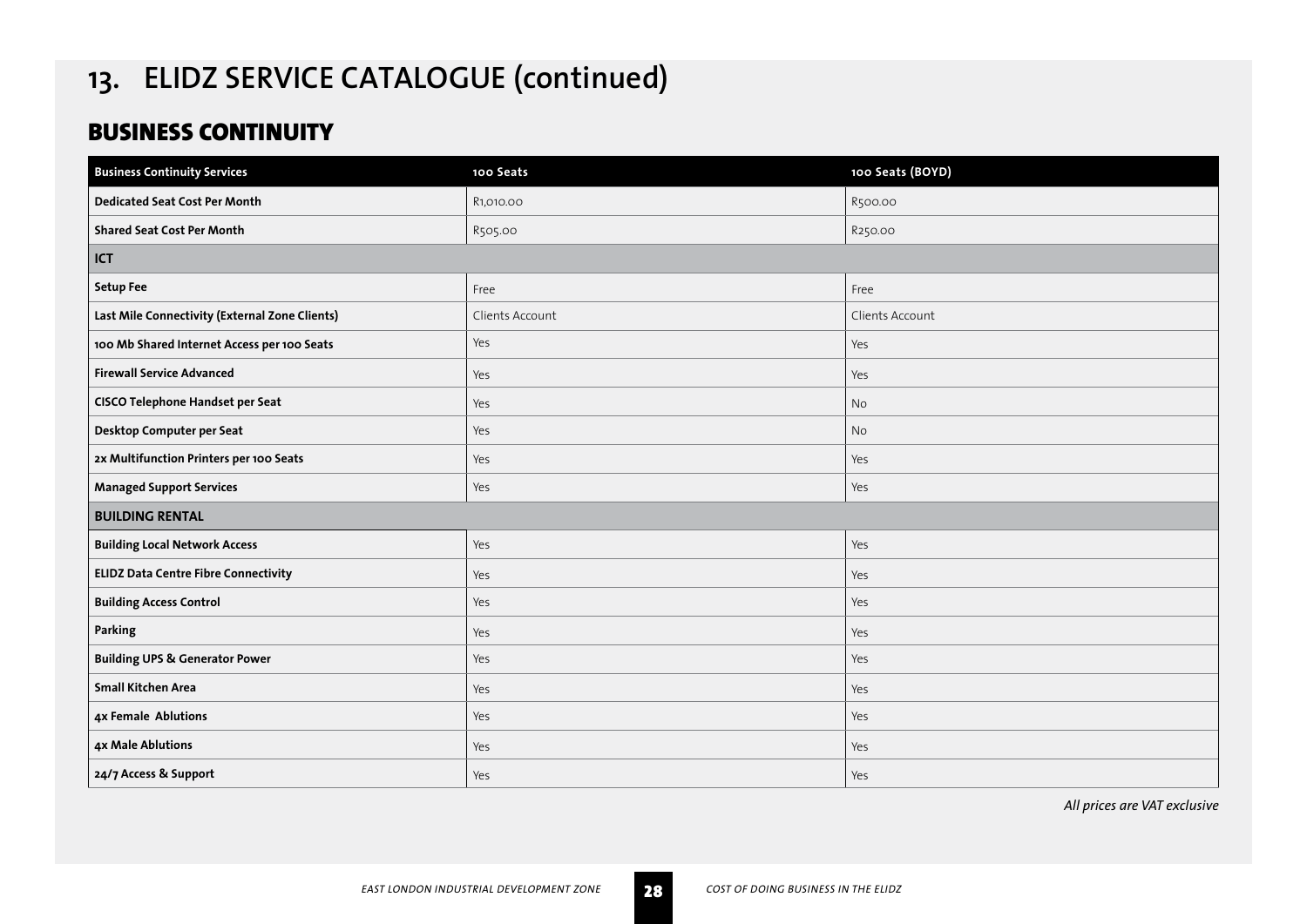# 13. ELIDZ SERVICE CATALOGUE (continued)

## BUSINESS CONTINUITY

| Business Continuity Services | 100 Seats | 100 Seats (BOYD) |
|---|---|---|
| **Dedicated Seat Cost Per Month** | R1,010.00 | R500.00 |
| **Shared Seat Cost Per Month** | R505.00 | R250.00 |
| **ICT** | | |
| **Setup Fee** | Free | Free |
| **Last Mile Connectivity (External Zone Clients)** | Clients Account | Clients Account |
| **100 Mb Shared Internet Access per 100 Seats** | Yes | Yes |
| **Firewall Service Advanced** | Yes | Yes |
| **CISCO Telephone Handset per Seat** | Yes | No |
| **Desktop Computer per Seat** | Yes | No |
| **2x Multifunction Printers per 100 Seats** | Yes | Yes |
| **Managed Support Services** | Yes | Yes |
| **BUILDING RENTAL** | | |
| **Building Local Network Access** | Yes | Yes |
| **ELIDZ Data Centre Fibre Connectivity** | Yes | Yes |
| **Building Access Control** | Yes | Yes |
| **Parking** | Yes | Yes |
| **Building UPS & Generator Power** | Yes | Yes |
| **Small Kitchen Area** | Yes | Yes |
| **4x Female Ablutions** | Yes | Yes |
| **4x Male Ablutions** | Yes | Yes |
| **24/7 Access & Support** | Yes | Yes |

*All prices are VAT exclusive*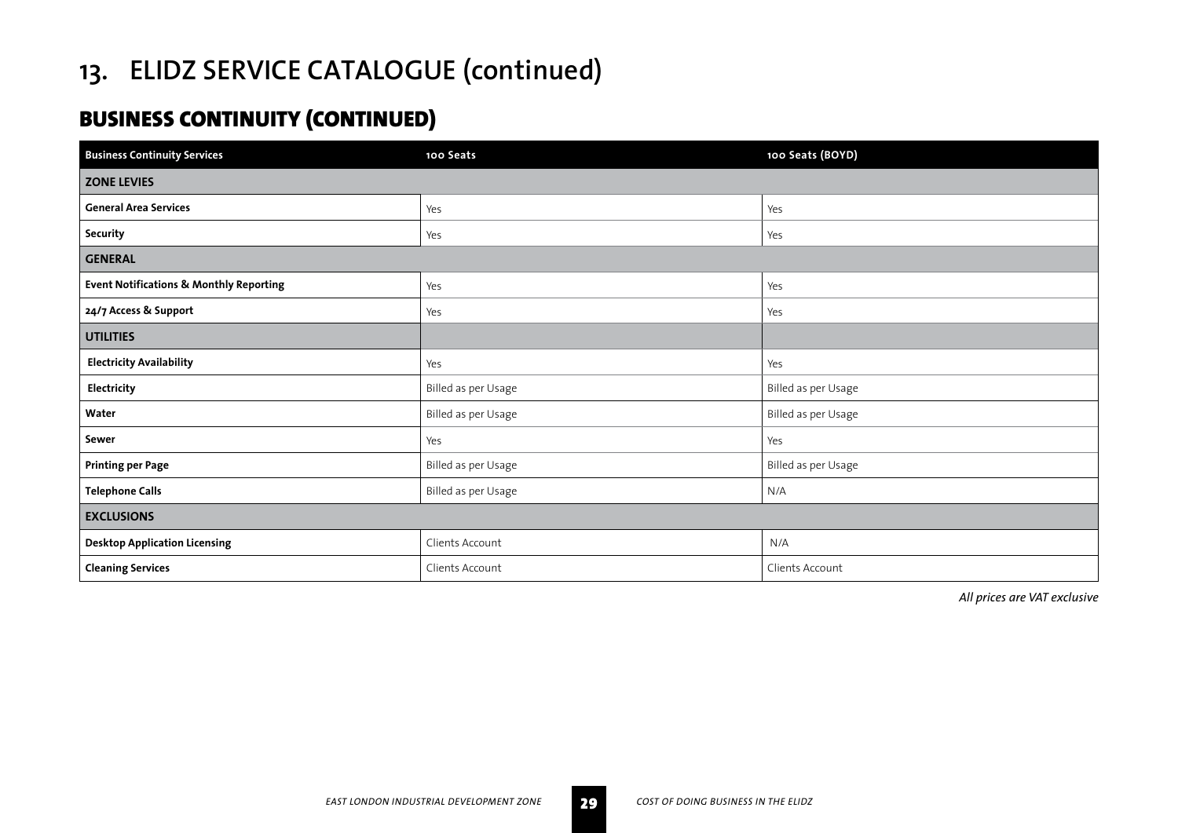# 13. ELIDZ SERVICE CATALOGUE (continued)

## BUSINESS CONTINUITY (CONTINUED)

| Business Continuity Services | 100 Seats | 100 Seats (BOYD) |
|---|---|---|
| **ZONE LEVIES** | | |
| **General Area Services** | Yes | Yes |
| **Security** | Yes | Yes |
| **GENERAL** | | |
| **Event Notifications & Monthly Reporting** | Yes | Yes |
| **24/7 Access & Support** | Yes | Yes |
| **UTILITIES** | | |
| **Electricity Availability** | Yes | Yes |
| **Electricity** | Billed as per Usage | Billed as per Usage |
| **Water** | Billed as per Usage | Billed as per Usage |
| **Sewer** | Yes | Yes |
| **Printing per Page** | Billed as per Usage | Billed as per Usage |
| **Telephone Calls** | Billed as per Usage | N/A |
| **EXCLUSIONS** | | |
| **Desktop Application Licensing** | Clients Account | N/A |
| **Cleaning Services** | Clients Account | Clients Account |

*All prices are VAT exclusive*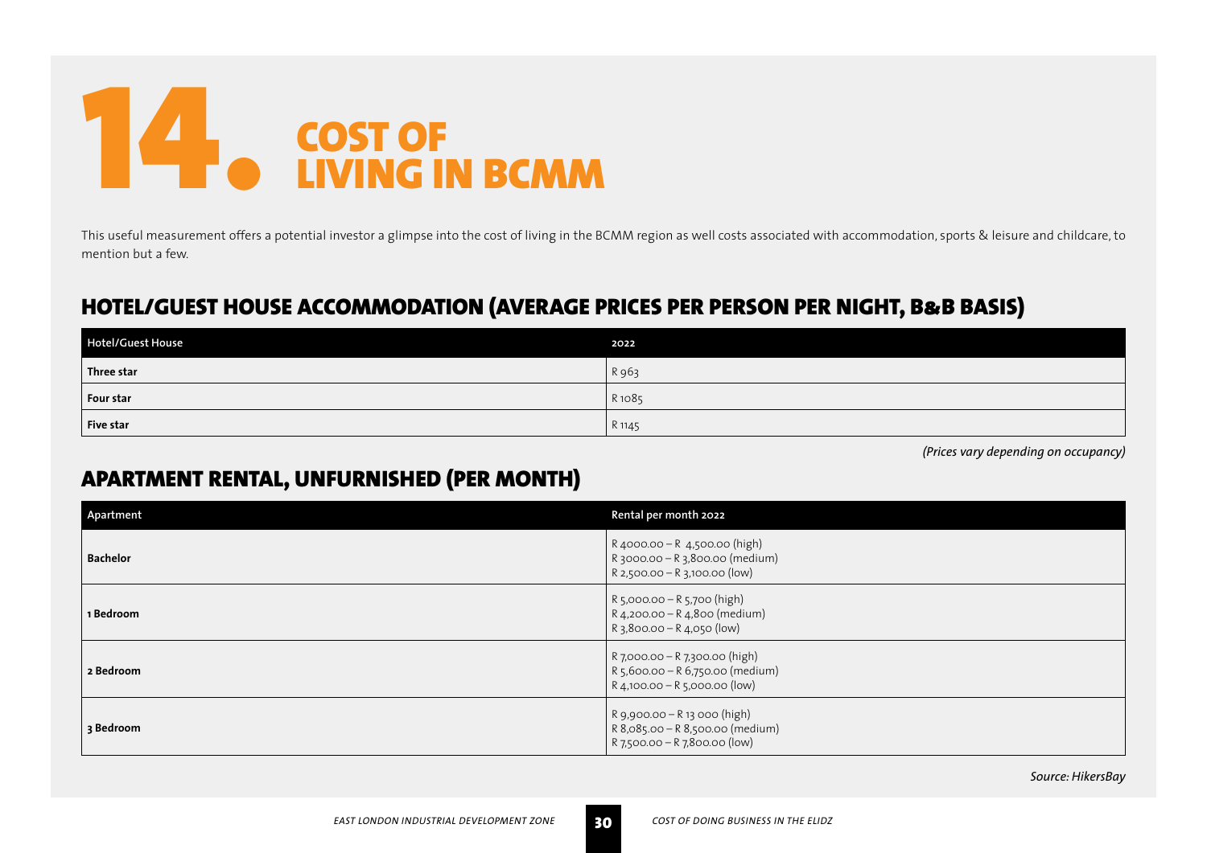# 14. COST OF LIVING IN BCMM

This useful measurement offers a potential investor a glimpse into the cost of living in the BCMM region as well costs associated with accommodation, sports & leisure and childcare, to mention but a few.

## HOTEL/GUEST HOUSE ACCOMMODATION (AVERAGE PRICES PER PERSON PER NIGHT, B&B BASIS)

| Hotel/Guest House | 2022 |
|---|---|
| **Three star** | R 963 |
| **Four star** | R 1085 |
| **Five star** | R 1145 |

*(Prices vary depending on occupancy)*

## APARTMENT RENTAL, UNFURNISHED (PER MONTH)

| Apartment | Rental per month 2022 |
|---|---|
| **Bachelor** | R 4000.00 – R 4,500.00 (high)<br>R 3000.00 – R 3,800.00 (medium)<br>R 2,500.00 – R 3,100.00 (low) |
| **1 Bedroom** | R 5,000.00 – R 5,700 (high)<br>R 4,200.00 – R 4,800 (medium)<br>R 3,800.00 – R 4,050 (low) |
| **2 Bedroom** | R 7,000.00 – R 7,300.00 (high)<br>R 5,600.00 – R 6,750.00 (medium)<br>R 4,100.00 – R 5,000.00 (low) |
| **3 Bedroom** | R 9,900.00 – R 13 000 (high)<br>R 8,085.00 – R 8,500.00 (medium)<br>R 7,500.00 – R 7,800.00 (low) |

*Source: HikersBay*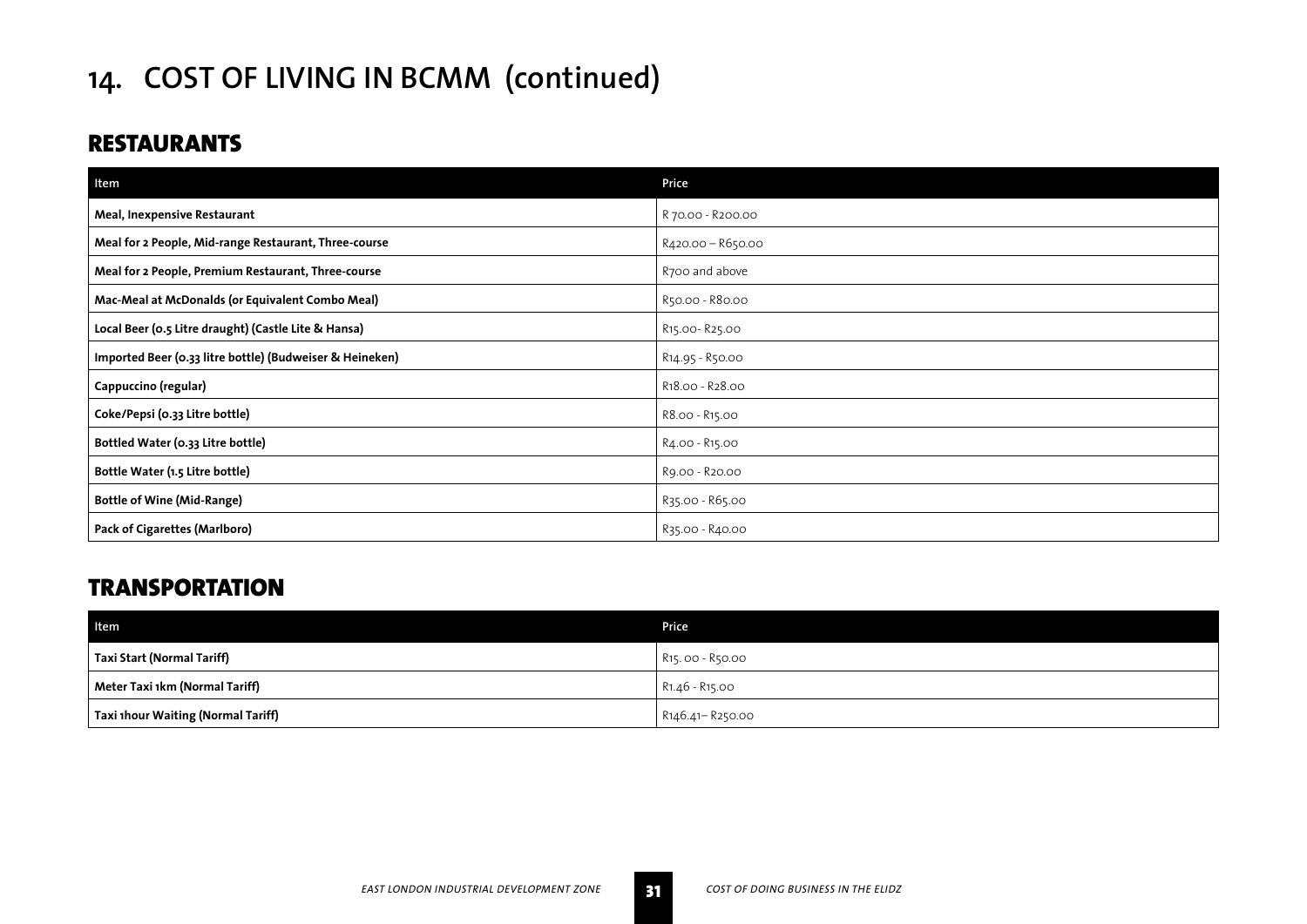# 14. COST OF LIVING IN BCMM (continued)

## RESTAURANTS

| Item | Price |
| --- | --- |
| **Meal, Inexpensive Restaurant** | R 70.00 - R200.00 |
| **Meal for 2 People, Mid-range Restaurant, Three-course** | R420.00 – R650.00 |
| **Meal for 2 People, Premium Restaurant, Three-course** | R700 and above |
| **Mac-Meal at McDonalds (or Equivalent Combo Meal)** | R50.00 - R80.00 |
| **Local Beer (0.5 Litre draught) (Castle Lite & Hansa)** | R15.00- R25.00 |
| **Imported Beer (0.33 litre bottle) (Budweiser & Heineken)** | R14.95 - R50.00 |
| **Cappuccino (regular)** | R18.00 - R28.00 |
| **Coke/Pepsi (0.33 Litre bottle)** | R8.00 - R15.00 |
| **Bottled Water (0.33 Litre bottle)** | R4.00 - R15.00 |
| **Bottle Water (1.5 Litre bottle)** | R9.00 - R20.00 |
| **Bottle of Wine (Mid-Range)** | R35.00 - R65.00 |
| **Pack of Cigarettes (Marlboro)** | R35.00 - R40.00 |

## TRANSPORTATION

| Item | Price |
| --- | --- |
| **Taxi Start (Normal Tariff)** | R15. 00 - R50.00 |
| **Meter Taxi 1km (Normal Tariff)** | R1.46 - R15.00 |
| **Taxi 1hour Waiting (Normal Tariff)** | R146.41– R250.00 |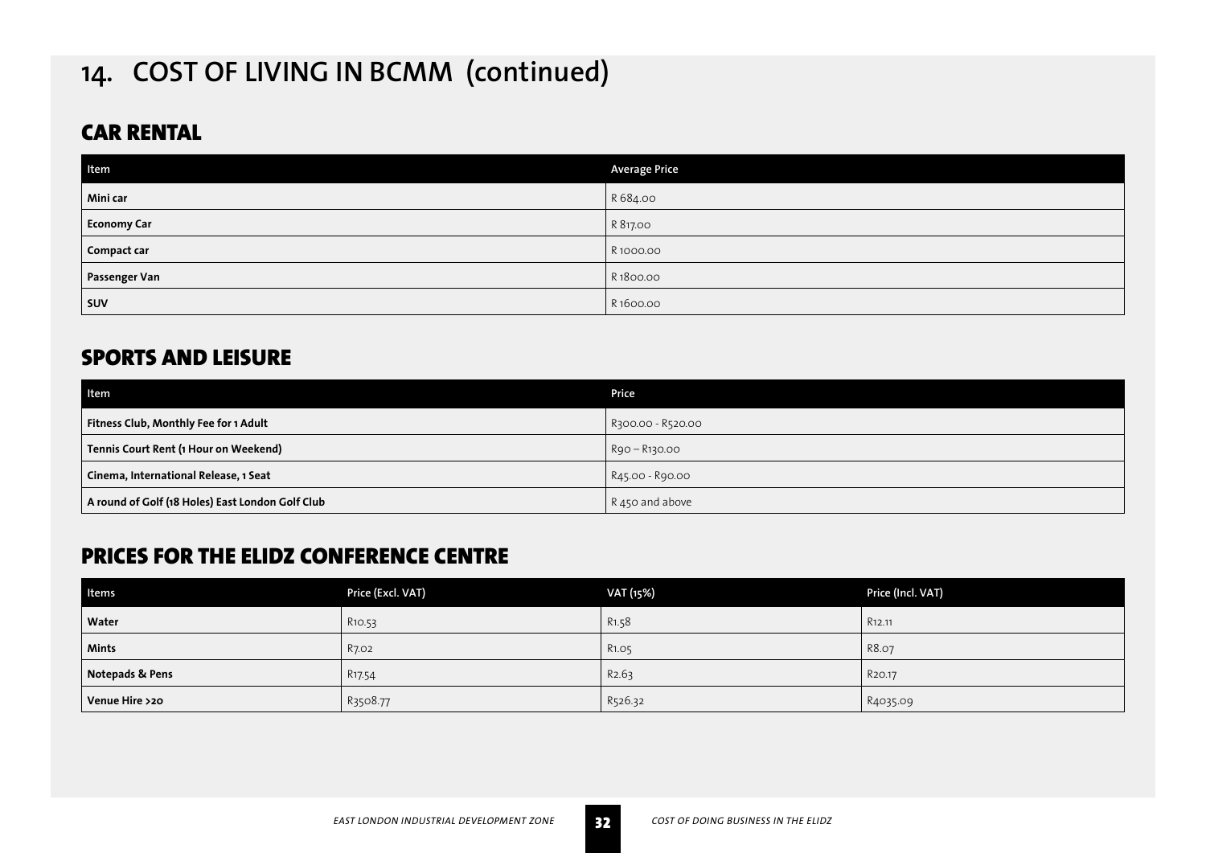# 14. COST OF LIVING IN BCMM (continued)

## CAR RENTAL

| Item | Average Price |
|---|---|
| **Mini car** | R 684.00 |
| **Economy Car** | R 817.00 |
| **Compact car** | R 1000.00 |
| **Passenger Van** | R 1800.00 |
| **SUV** | R 1600.00 |

## SPORTS AND LEISURE

| Item | Price |
|---|---|
| **Fitness Club, Monthly Fee for 1 Adult** | R300.00 - R520.00 |
| **Tennis Court Rent (1 Hour on Weekend)** | R90 – R130.00 |
| **Cinema, International Release, 1 Seat** | R45.00 - R90.00 |
| **A round of Golf (18 Holes) East London Golf Club** | R 450 and above |

## PRICES FOR THE ELIDZ CONFERENCE CENTRE

| Items | Price (Excl. VAT) | VAT (15%) | Price (Incl. VAT) |
|---|---|---|---|
| **Water** | R10.53 | R1.58 | R12.11 |
| **Mints** | R7.02 | R1.05 | R8.07 |
| **Notepads & Pens** | R17.54 | R2.63 | R20.17 |
| **Venue Hire >20** | R3508.77 | R526.32 | R4035.09 |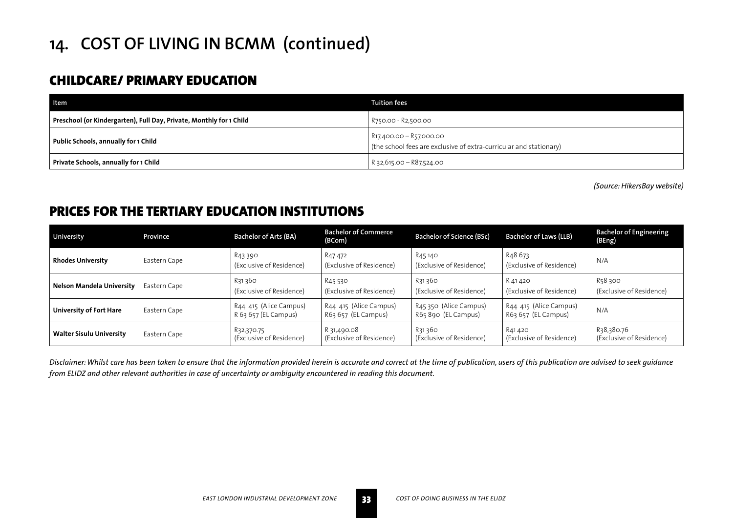# 14. COST OF LIVING IN BCMM (continued)

## CHILDCARE/ PRIMARY EDUCATION

| Item | Tuition fees |
|---|---|
| **Preschool (or Kindergarten), Full Day, Private, Monthly for 1 Child** | R750.00 - R2,500.00 |
| **Public Schools, annually for 1 Child** | R17,400.00 – R57,000.00<br>(the school fees are exclusive of extra-curricular and stationary) |
| **Private Schools, annually for 1 Child** | R 32,615.00 – R87,524.00 |

*(Source: HikersBay website)*

## PRICES FOR THE TERTIARY EDUCATION INSTITUTIONS

| University | Province | Bachelor of Arts (BA) | Bachelor of Commerce (BCom) | Bachelor of Science (BSc) | Bachelor of Laws (LLB) | Bachelor of Engineering (BEng) |
|---|---|---|---|---|---|---|
| **Rhodes University** | Eastern Cape | R43 390<br>(Exclusive of Residence) | R47 472<br>(Exclusive of Residence) | R45 140<br>(Exclusive of Residence) | R48 673<br>(Exclusive of Residence) | N/A |
| **Nelson Mandela University** | Eastern Cape | R31 360<br>(Exclusive of Residence) | R45 530<br>(Exclusive of Residence) | R31 360<br>(Exclusive of Residence) | R 41 420<br>(Exclusive of Residence) | R58 300<br>(Exclusive of Residence) |
| **University of Fort Hare** | Eastern Cape | R44 415 (Alice Campus)<br>R 63 657 (EL Campus) | R44 415 (Alice Campus)<br>R63 657 (EL Campus) | R45 350 (Alice Campus)<br>R65 890 (EL Campus) | R44 415 (Alice Campus)<br>R63 657 (EL Campus) | N/A |
| **Walter Sisulu University** | Eastern Cape | R32,370.75<br>(Exclusive of Residence) | R 31,490.08<br>(Exclusive of Residence) | R31 360<br>(Exclusive of Residence) | R41 420<br>(Exclusive of Residence) | R38,380.76<br>(Exclusive of Residence) |

*Disclaimer: Whilst care has been taken to ensure that the information provided herein is accurate and correct at the time of publication, users of this publication are advised to seek guidance from ELIDZ and other relevant authorities in case of uncertainty or ambiguity encountered in reading this document.*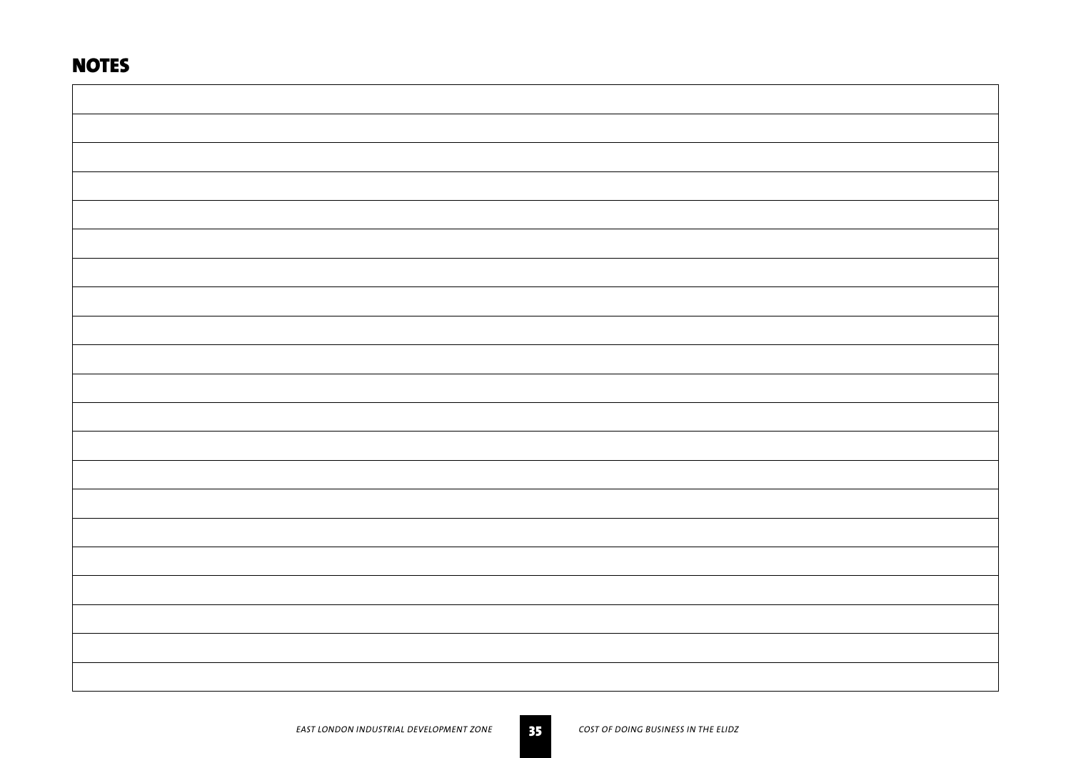## NOTES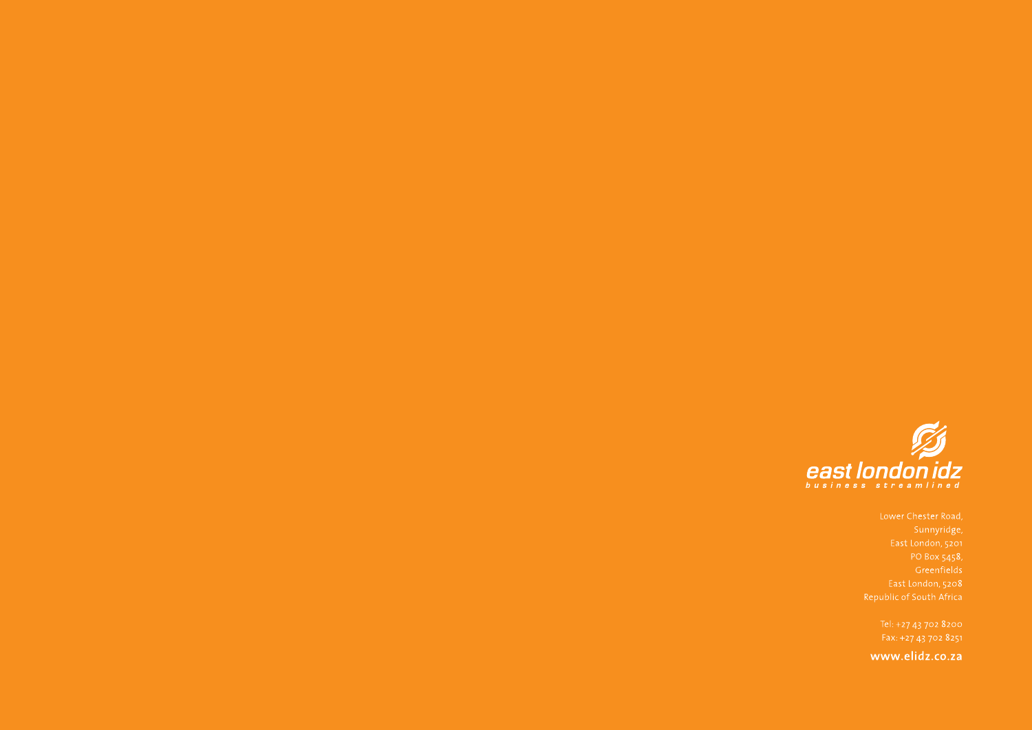east london idz

business streamlined

Lower Chester Road,
Sunnyridge,
East London, 5201
PO Box 5458,
Greenfields
East London, 5208
Republic of South Africa

Tel: +27 43 702 8200
Fax: +27 43 702 8251

**www.elidz.co.za**